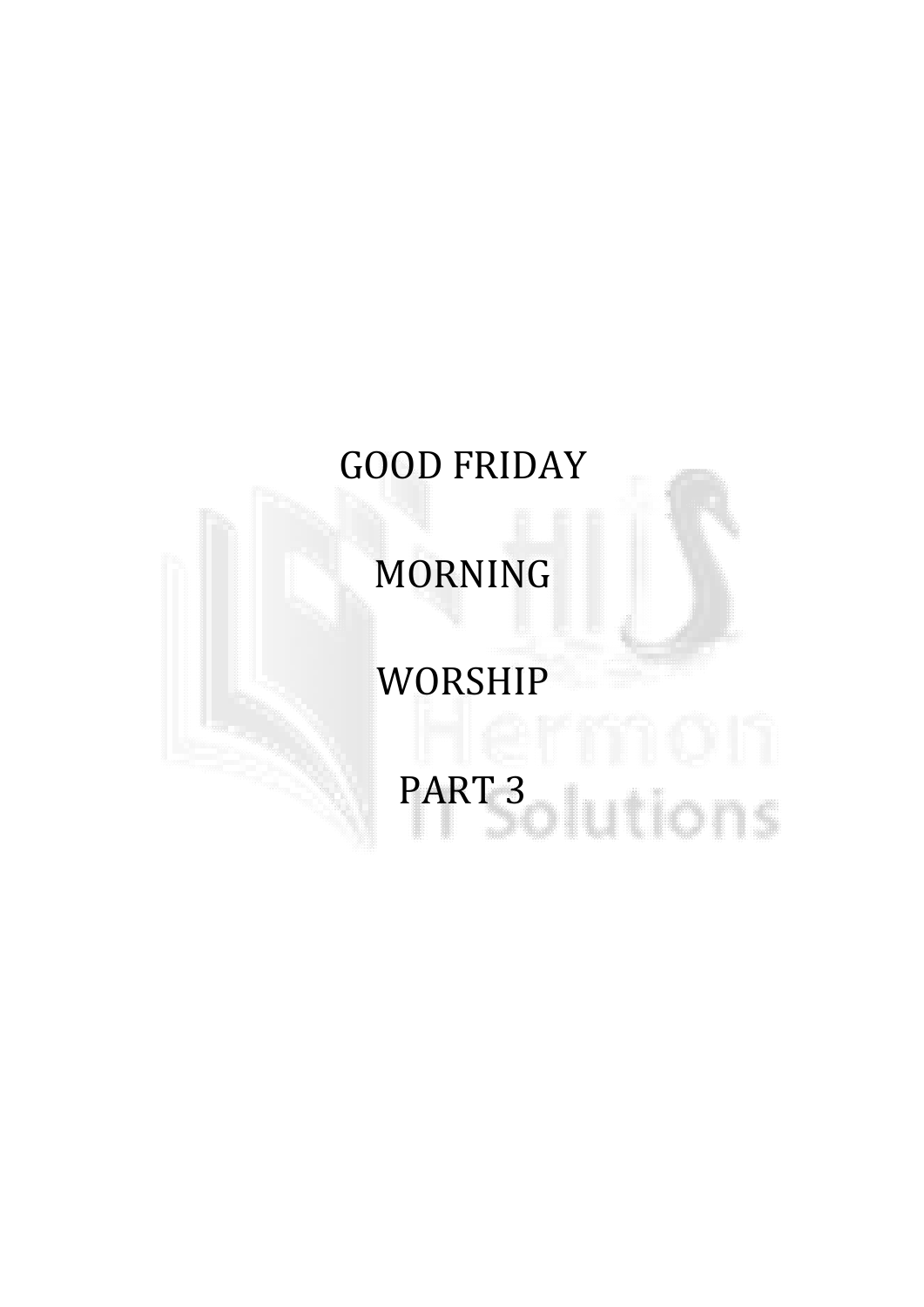# GOOD FRIDAY

# MORNING

# WORSHIP

# PART 3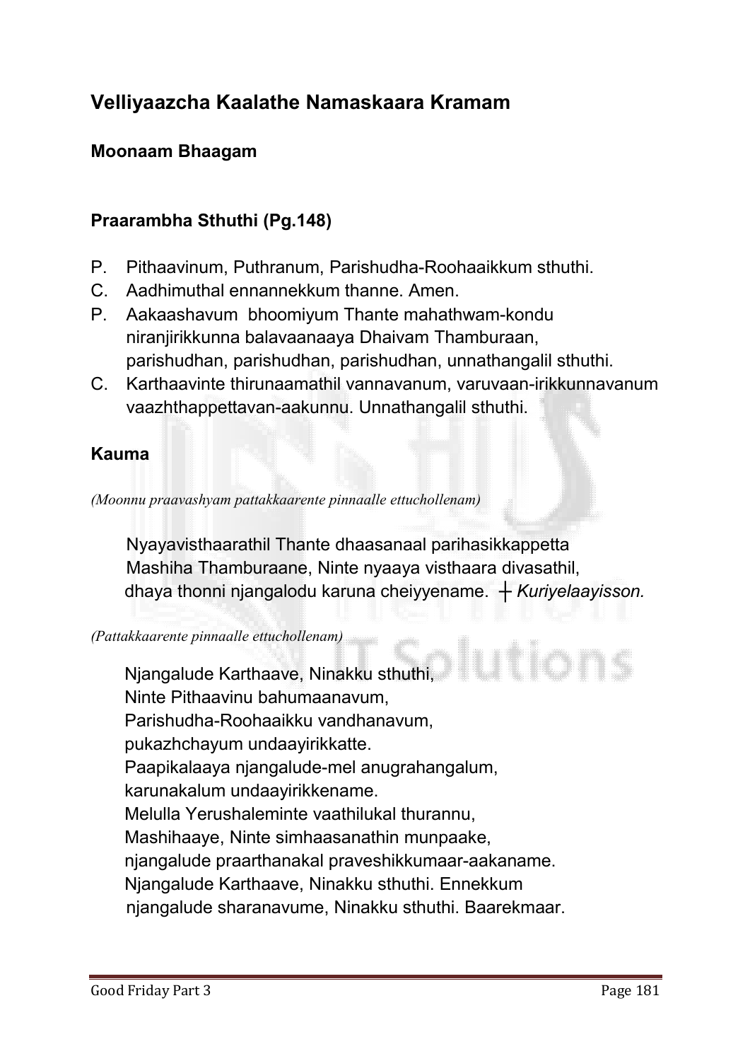# Velliyaazcha Kaalathe Namaskaara Kramam

## Moonaam Bhaagam

### Praarambha Sthuthi (Pg.148)

P. Pithaavinum, Puthranum, Parishudha-Roohaaikkum sthuthi.

C. Aadhimuthal ennannekkum thanne. Amen.

P. Aakaashavum bhoomiyum Thante mahathwam-kondu niranjirikkunna balavaanaaya Dhaivam Thamburaan, parishudhan, parishudhan, parishudhan, unnathangalil sthuthi.

C. Karthaavinte thirunaamathil vannavanum, varuvaan-irikkunnavanum vaazhthappettavan-aakunnu. Unnathangalil sthuthi.

### Kauma

*(Moonnu praavashyam pattakkaarente pinnaalle ettuchollenam)*

Nyayavisthaarathil Thante dhaasanaal parihasikkappetta
Mashiha Thamburaane, Ninte nyaaya visthaara divasathil,
dhaya thonni njangalodu karuna cheiyyename. ┼ *Kuriyelaayisson.*

*(Pattakkaarente pinnaalle ettuchollenam)*

Njangalude Karthaave, Ninakku sthuthi,
Ninte Pithaavinu bahumaanavum,
Parishudha-Roohaaikku vandhanavum,
pukazhchayum undaayirikkatte.
Paapikalaaya njangalude-mel anugrahangalum,
karunakalum undaayirikkename.
Melulla Yerushaleminte vaathilukal thurannu,
Mashihaaye, Ninte simhaasanathin munpaake,
njangalude praarthanakal praveshikkumaar-aakaname.
Njangalude Karthaave, Ninakku sthuthi. Ennekkum
njangalude sharanavume, Ninakku sthuthi. Baarekmaar.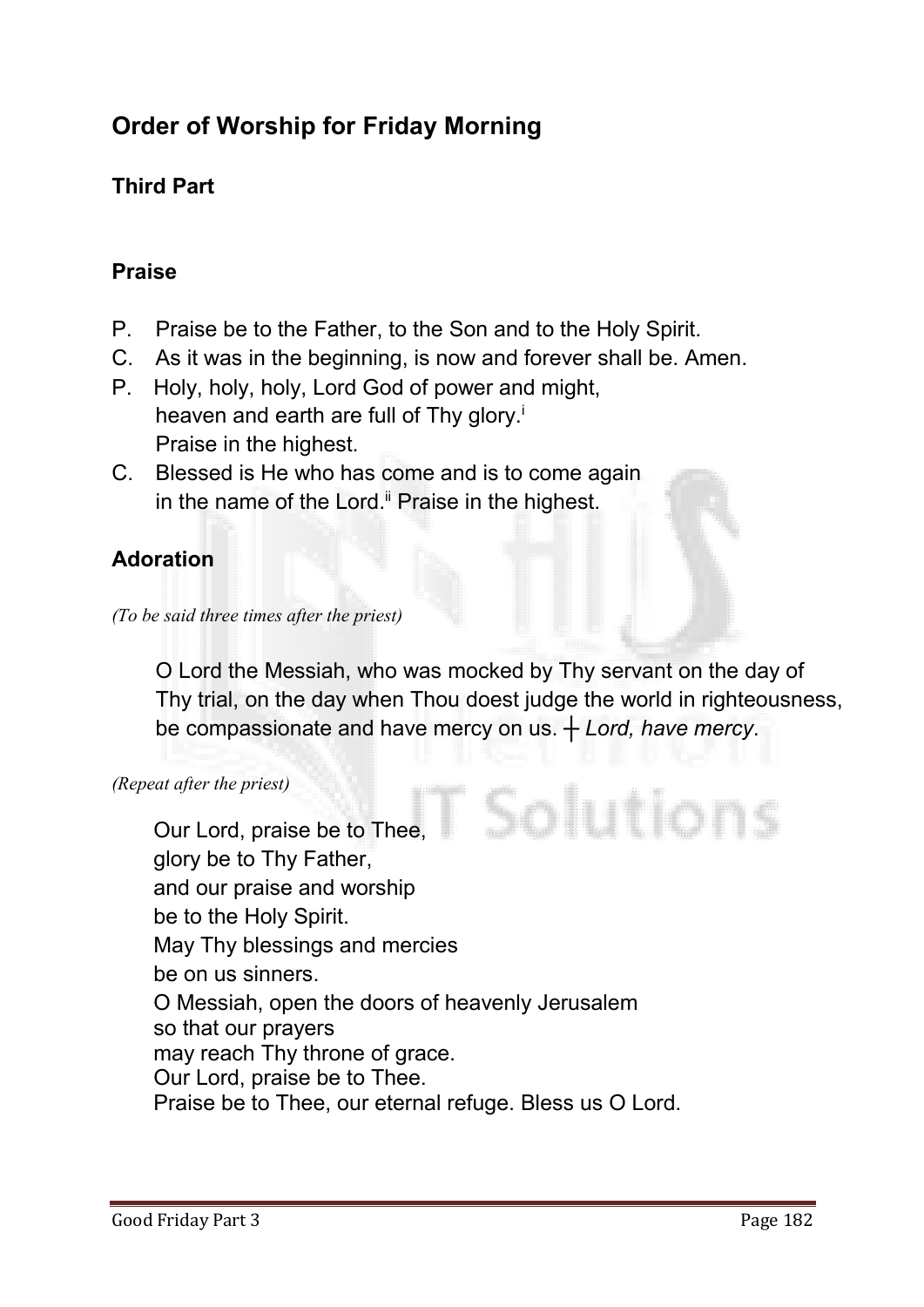# Order of Worship for Friday Morning

## Third Part

### Praise

P. Praise be to the Father, to the Son and to the Holy Spirit.
C. As it was in the beginning, is now and forever shall be. Amen.
P. Holy, holy, holy, Lord God of power and might,
heaven and earth are full of Thy glory.[i]
Praise in the highest.
C. Blessed is He who has come and is to come again
in the name of the Lord.[ii] Praise in the highest.

### Adoration

*(To be said three times after the priest)*

O Lord the Messiah, who was mocked by Thy servant on the day of Thy trial, on the day when Thou doest judge the world in righteousness, be compassionate and have mercy on us. ┼ *Lord, have mercy*.

*(Repeat after the priest)*

Our Lord, praise be to Thee,
glory be to Thy Father,
and our praise and worship
be to the Holy Spirit.
May Thy blessings and mercies
be on us sinners.
O Messiah, open the doors of heavenly Jerusalem
so that our prayers
may reach Thy throne of grace.
Our Lord, praise be to Thee.
Praise be to Thee, our eternal refuge. Bless us O Lord.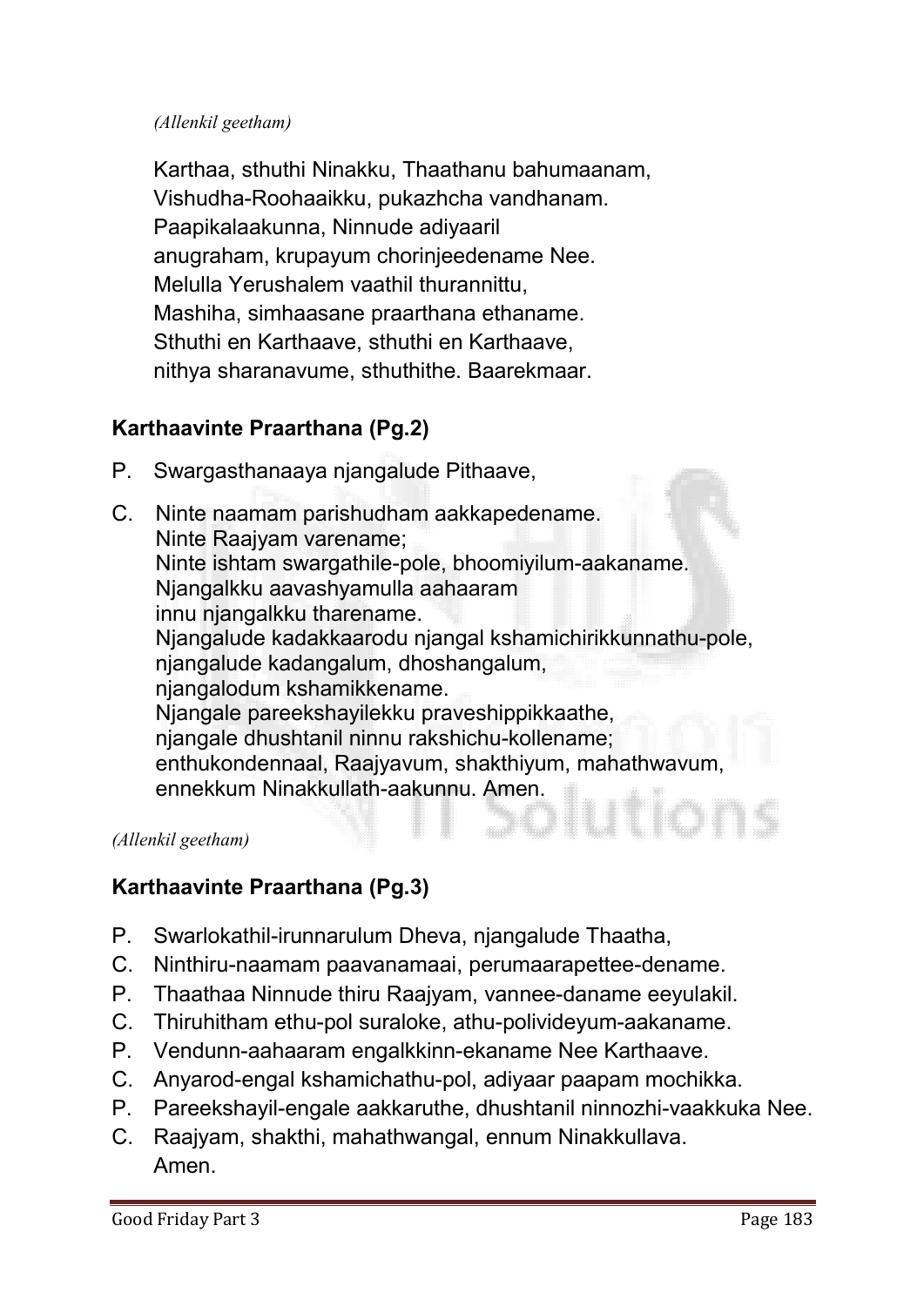*(Allenkil geetham)*

Karthaa, sthuthi Ninakku, Thaathanu bahumaanam,
Vishudha-Roohaaikku, pukazhcha vandhanam.
Paapikalaakunna, Ninnude adiyaaril
anugraham, krupayum chorinjeedename Nee.
Melulla Yerushalem vaathil thurannittu,
Mashiha, simhaasane praarthana ethaname.
Sthuthi en Karthaave, sthuthi en Karthaave,
nithya sharanavume, sthuthithe. Baarekmaar.

## Karthaavinte Praarthana (Pg.2)

P. Swargasthanaaya njangalude Pithaave,

C. Ninte naamam parishudham aakkapedename.
Ninte Raajyam varename;
Ninte ishtam swargathile-pole, bhoomiyilum-aakaname.
Njangalkku aavashyamulla aahaaram
innu njangalkku tharename.
Njangalude kadakkaarodu njangal kshamichirikkunnathu-pole,
njangalude kadangalum, dhoshangalum,
njangalodum kshamikkename.
Njangale pareekshayilekku praveshippikkaathe,
njangale dhushtanil ninnu rakshichu-kollename;
enthukondennaal, Raajyavum, shakthiyum, mahathwavum,
ennekkum Ninakkullath-aakunnu. Amen.

*(Allenkil geetham)*

## Karthaavinte Praarthana (Pg.3)

P. Swarlokathil-irunnarulum Dheva, njangalude Thaatha,
C. Ninthiru-naamam paavanamaai, perumaarapettee-dename.
P. Thaathaa Ninnude thiru Raajyam, vannee-daname eeyulakil.
C. Thiruhitham ethu-pol suraloke, athu-polivideyum-aakaname.
P. Vendunn-aahaaram engalkkinn-ekaname Nee Karthaave.
C. Anyarod-engal kshamichathu-pol, adiyaar paapam mochikka.
P. Pareekshayil-engale aakkaruthe, dhushtanil ninnozhi-vaakkuka Nee.
C. Raajyam, shakthi, mahathwangal, ennum Ninakkullava.
Amen.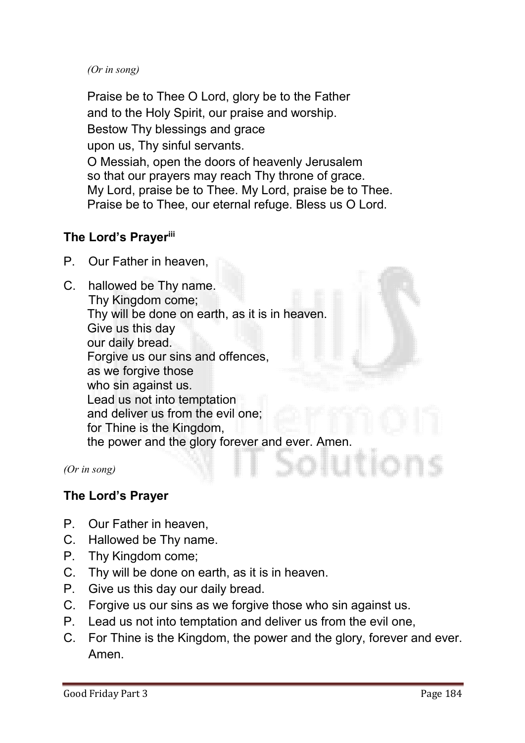*(Or in song)*

Praise be to Thee O Lord, glory be to the Father
and to the Holy Spirit, our praise and worship.
Bestow Thy blessings and grace
upon us, Thy sinful servants.
O Messiah, open the doors of heavenly Jerusalem
so that our prayers may reach Thy throne of grace.
My Lord, praise be to Thee. My Lord, praise be to Thee.
Praise be to Thee, our eternal refuge. Bless us O Lord.

**The Lord's Prayer[iii]**

P. Our Father in heaven,

C. hallowed be Thy name.
Thy Kingdom come;
Thy will be done on earth, as it is in heaven.
Give us this day
our daily bread.
Forgive us our sins and offences,
as we forgive those
who sin against us.
Lead us not into temptation
and deliver us from the evil one;
for Thine is the Kingdom,
the power and the glory forever and ever. Amen.

*(Or in song)*

**The Lord's Prayer**

P. Our Father in heaven,
C. Hallowed be Thy name.
P. Thy Kingdom come;
C. Thy will be done on earth, as it is in heaven.
P. Give us this day our daily bread.
C. Forgive us our sins as we forgive those who sin against us.
P. Lead us not into temptation and deliver us from the evil one,
C. For Thine is the Kingdom, the power and the glory, forever and ever. Amen.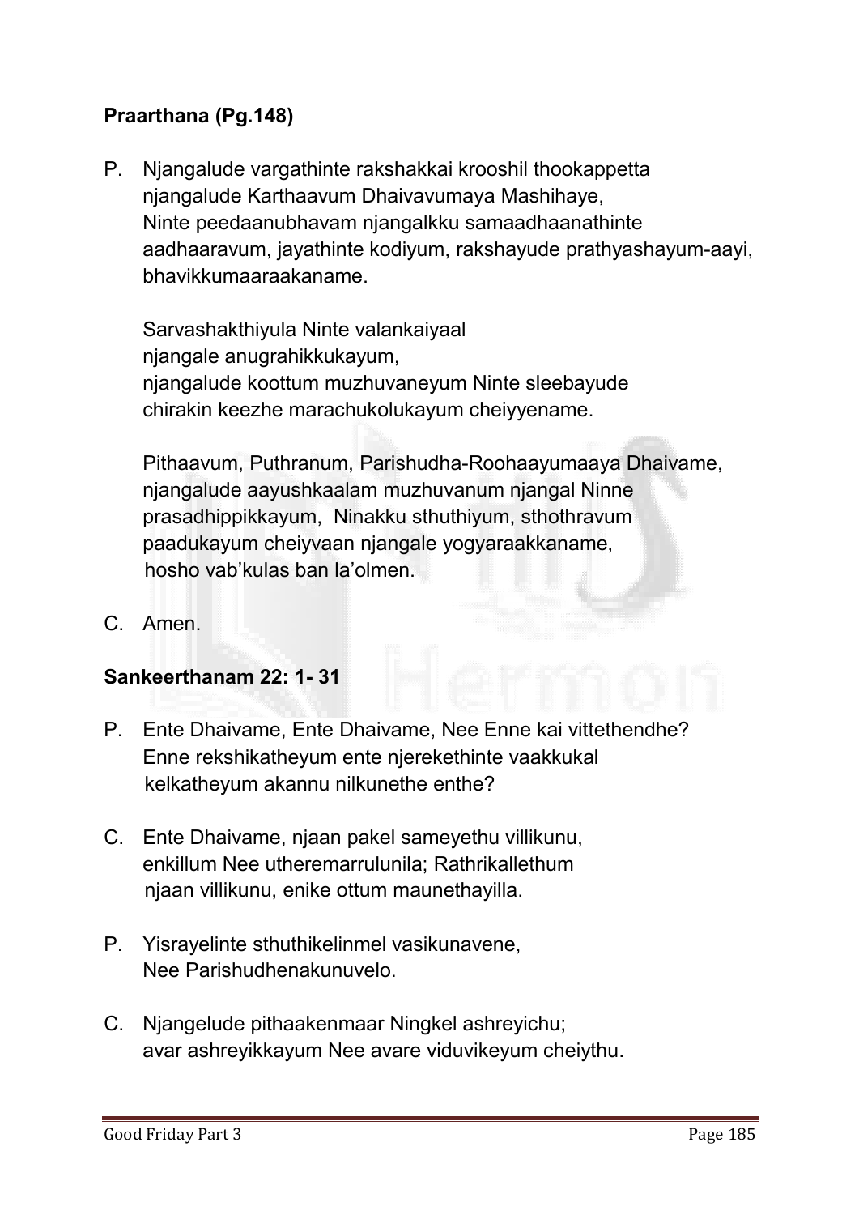**Praarthana (Pg.148)**

P. Njangalude vargathinte rakshakkai krooshil thookappetta njangalude Karthaavum Dhaivavumaya Mashihaye, Ninte peedaanubhavam njangalkku samaadhaanathinte aadhaaravum, jayathinte kodiyum, rakshayude prathyashayum-aayi, bhavikkumaaraakaname.

Sarvashakthiyula Ninte valankaiyaal njangale anugrahikkukayum, njangalude koottum muzhuvaneyum Ninte sleebayude chirakin keezhe marachukolukayum cheiyyename.

Pithaavum, Puthranum, Parishudha-Roohaayumaaya Dhaivame, njangalude aayushkaalam muzhuvanum njangal Ninne prasadhippikkayum, Ninakku sthuthiyum, sthothravum paadukayum cheiyvaan njangale yogyaraakkaname, hosho vab'kulas ban la'olmen.

C. Amen.

**Sankeerthanam 22: 1- 31**

P. Ente Dhaivame, Ente Dhaivame, Nee Enne kai vittethendhe? Enne rekshikatheyum ente njerekethinte vaakkukal kelkatheyum akannu nilkunethe enthe?

C. Ente Dhaivame, njaan pakel sameyethu villikunu, enkillum Nee utheremarrulunila; Rathrikallethum njaan villikunu, enike ottum maunethayilla.

P. Yisrayelinte sthuthikelinmel vasikunavene, Nee Parishudhenakunuvelo.

C. Njangelude pithaakenmaar Ningkel ashreyichu; avar ashreyikkayum Nee avare viduvikeyum cheiythu.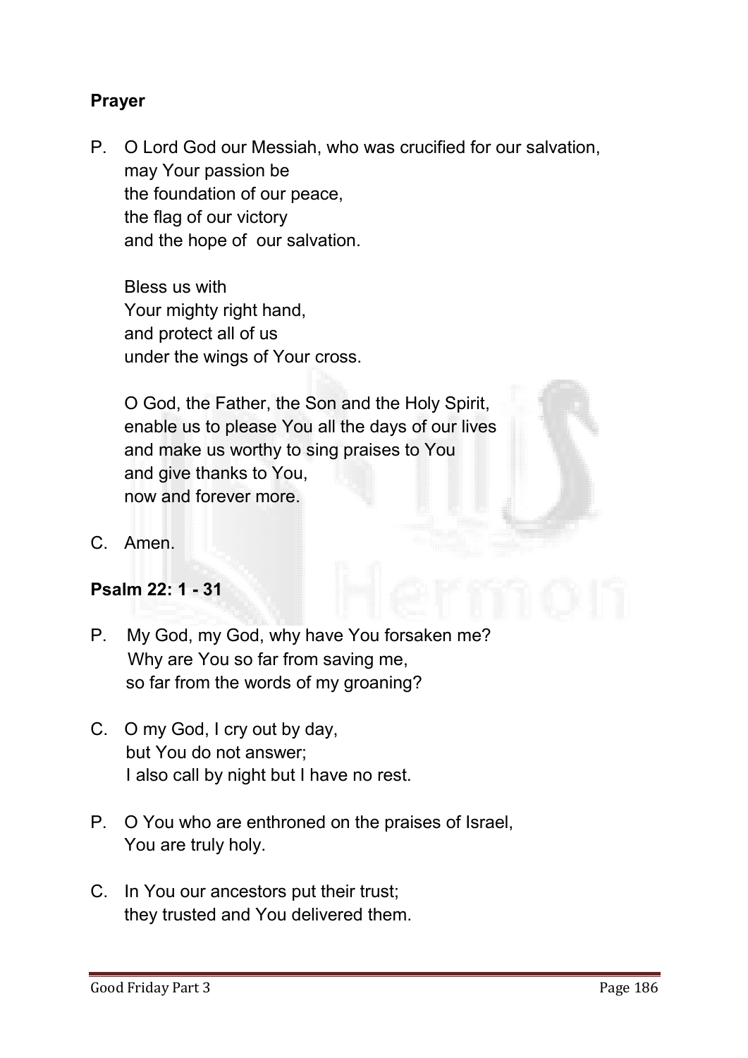**Prayer**

P. O Lord God our Messiah, who was crucified for our salvation,
may Your passion be
the foundation of our peace,
the flag of our victory
and the hope of our salvation.

Bless us with
Your mighty right hand,
and protect all of us
under the wings of Your cross.

O God, the Father, the Son and the Holy Spirit,
enable us to please You all the days of our lives
and make us worthy to sing praises to You
and give thanks to You,
now and forever more.

C. Amen.

**Psalm 22: 1 - 31**

P. My God, my God, why have You forsaken me?
Why are You so far from saving me,
so far from the words of my groaning?

C. O my God, I cry out by day,
but You do not answer;
I also call by night but I have no rest.

P. O You who are enthroned on the praises of Israel,
You are truly holy.

C. In You our ancestors put their trust;
they trusted and You delivered them.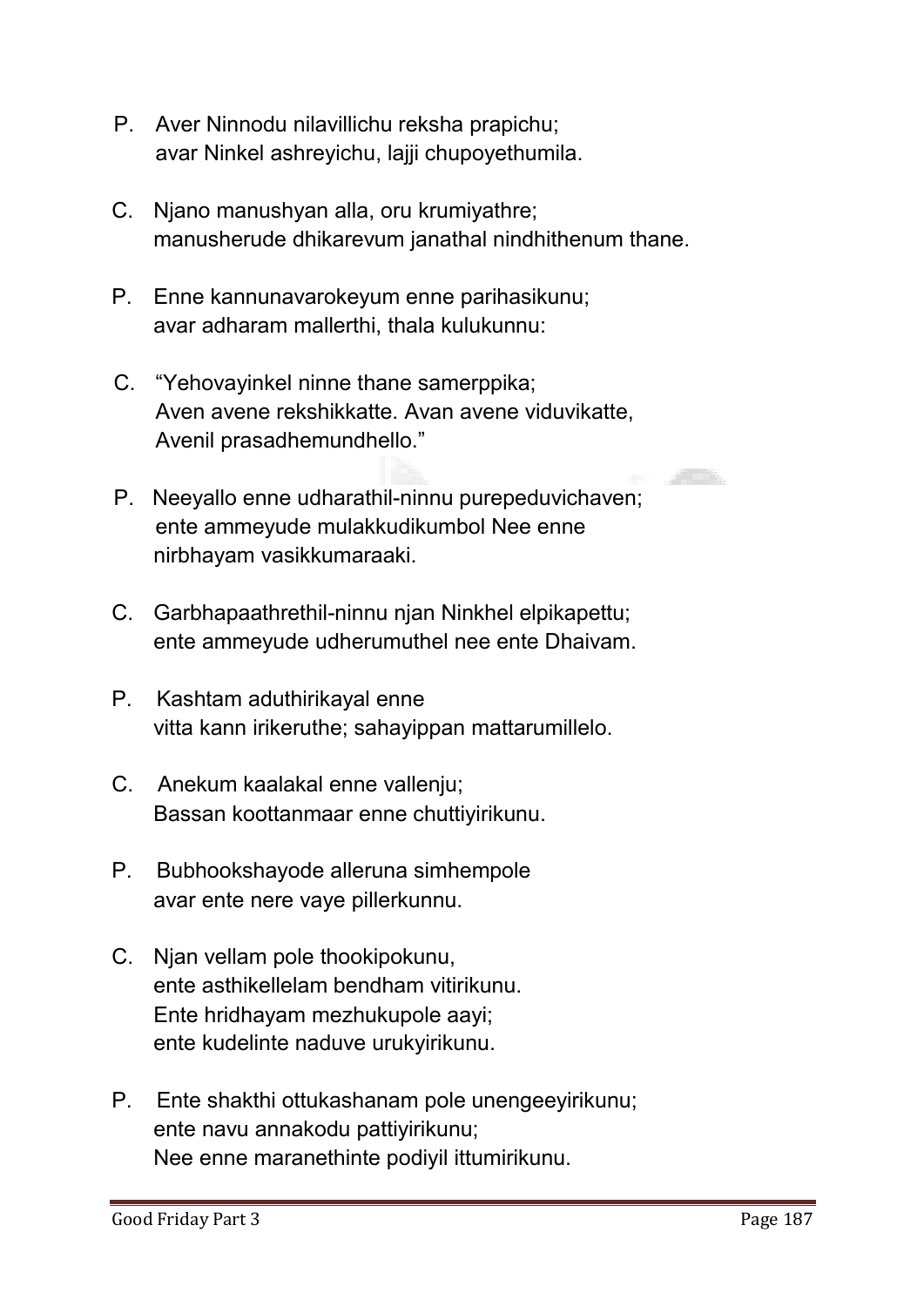P. Aver Ninnodu nilavillichu reksha prapichu;
avar Ninkel ashreyichu, lajji chupoyethumila.

C. Njano manushyan alla, oru krumiyathre;
manusherude dhikarevum janathal nindhithenum thane.

P. Enne kannunavarokeyum enne parihasikunu;
avar adharam mallerthi, thala kulukunnu:

C. "Yehovayinkel ninne thane samerppika;
Aven avene rekshikkatte. Avan avene viduvikatte,
Avenil prasadhemundhello."

P. Neeyallo enne udharathil-ninnu purepeduvichaven;
ente ammeyude mulakkudikumbol Nee enne
nirbhayam vasikkumaraaki.

C. Garbhapaathrethil-ninnu njan Ninkhel elpikapettu;
ente ammeyude udherumuthel nee ente Dhaivam.

P. Kashtam aduthirikayal enne
vitta kann irikeruthe; sahayippan mattarumillelo.

C. Anekum kaalakal enne vallenju;
Bassan koottanmaar enne chuttiyirikunu.

P. Bubhookshayode alleruna simhempole
avar ente nere vaye pillerkunnu.

C. Njan vellam pole thookipokunu,
ente asthikellelam bendham vitirikunu.
Ente hridhayam mezhukupole aayi;
ente kudelinte naduve urukyirikunu.

P. Ente shakthi ottukashanam pole unengeeyirikunu;
ente navu annakodu pattiyirikunu;
Nee enne maranethinte podiyil ittumirikunu.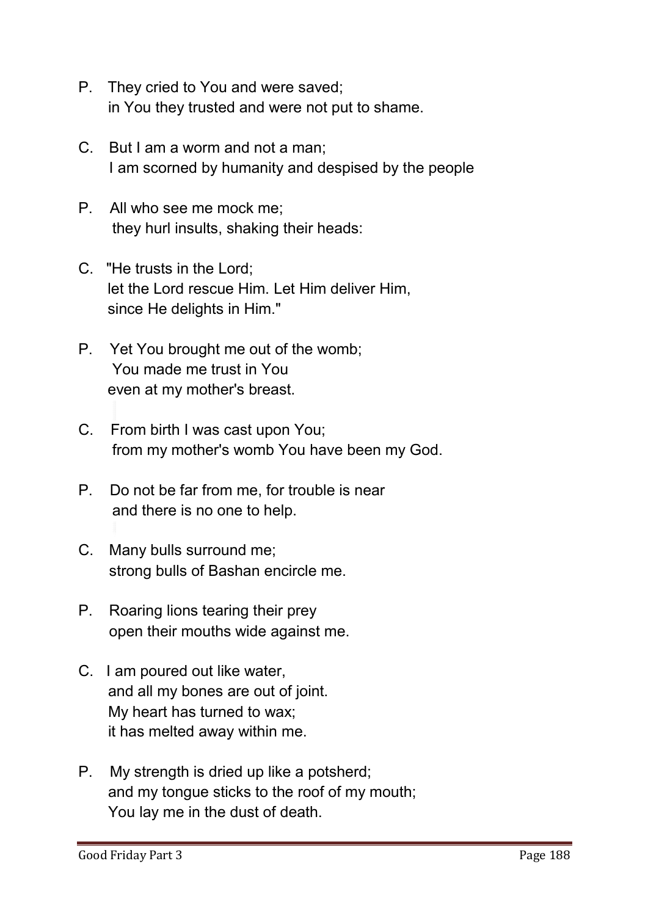P. They cried to You and were saved;
in You they trusted and were not put to shame.

C. But I am a worm and not a man;
I am scorned by humanity and despised by the people

P. All who see me mock me;
they hurl insults, shaking their heads:

C. "He trusts in the Lord;
let the Lord rescue Him. Let Him deliver Him,
since He delights in Him."

P. Yet You brought me out of the womb;
You made me trust in You
even at my mother's breast.

C. From birth I was cast upon You;
from my mother's womb You have been my God.

P. Do not be far from me, for trouble is near
and there is no one to help.

C. Many bulls surround me;
strong bulls of Bashan encircle me.

P. Roaring lions tearing their prey
open their mouths wide against me.

C. I am poured out like water,
and all my bones are out of joint.
My heart has turned to wax;
it has melted away within me.

P. My strength is dried up like a potsherd;
and my tongue sticks to the roof of my mouth;
You lay me in the dust of death.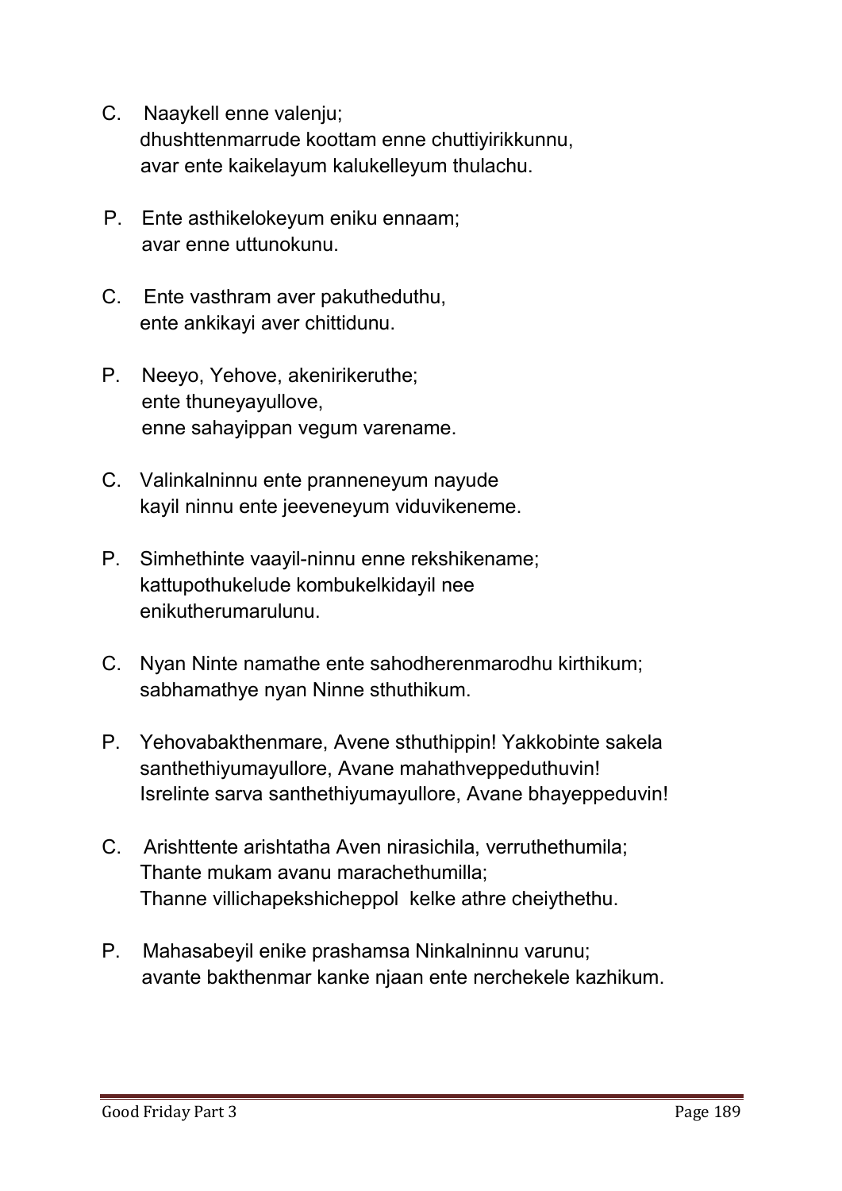C. Naaykell enne valenju;
dhushttenmarrude koottam enne chuttiyirikkunnu,
avar ente kaikelayum kalukelleyum thulachu.

P. Ente asthikelokeyum eniku ennaam;
avar enne uttunokunu.

C. Ente vasthram aver pakutheduthu,
ente ankikayi aver chittidunu.

P. Neeyo, Yehove, akenirikeruthe;
ente thuneyayullove,
enne sahayippan vegum varename.

C. Valinkalninnu ente pranneneyum nayude
kayil ninnu ente jeeveneyum viduvikeneme.

P. Simhethinte vaayil-ninnu enne rekshikename;
kattupothukelude kombukelkidayil nee
enikutherumarulunu.

C. Nyan Ninte namathe ente sahodherenmarodhu kirthikum;
sabhamathye nyan Ninne sthuthikum.

P. Yehovabakthenmare, Avene sthuthippin! Yakkobinte sakela
santhethiyumayullore, Avane mahathveppeduthuvin!
Isrelinte sarva santhethiyumayullore, Avane bhayeppeduvin!

C. Arishttente arishtatha Aven nirasichila, verruthethumila;
Thante mukam avanu marachethumilla;
Thanne villichapekshicheppol kelke athre cheiythethu.

P. Mahasabeyil enike prashamsa Ninkalninnu varunu;
avante bakthenmar kanke njaan ente nerchekele kazhikum.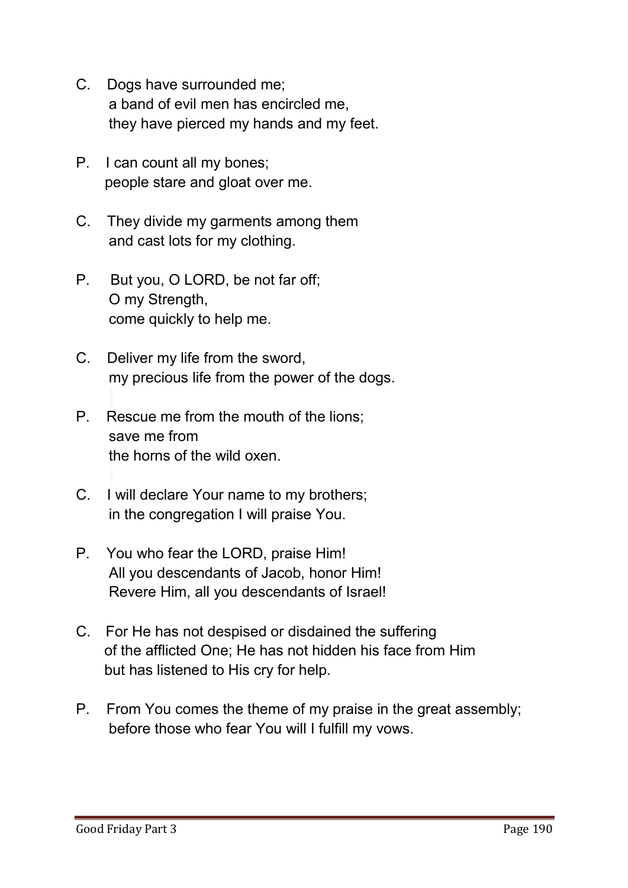C. Dogs have surrounded me;
a band of evil men has encircled me,
they have pierced my hands and my feet.

P. I can count all my bones;
people stare and gloat over me.

C. They divide my garments among them
and cast lots for my clothing.

P. But you, O LORD, be not far off;
O my Strength,
come quickly to help me.

C. Deliver my life from the sword,
my precious life from the power of the dogs.

P. Rescue me from the mouth of the lions;
save me from
the horns of the wild oxen.

C. I will declare Your name to my brothers;
in the congregation I will praise You.

P. You who fear the LORD, praise Him!
All you descendants of Jacob, honor Him!
Revere Him, all you descendants of Israel!

C. For He has not despised or disdained the suffering
of the afflicted One; He has not hidden his face from Him
but has listened to His cry for help.

P. From You comes the theme of my praise in the great assembly;
before those who fear You will I fulfill my vows.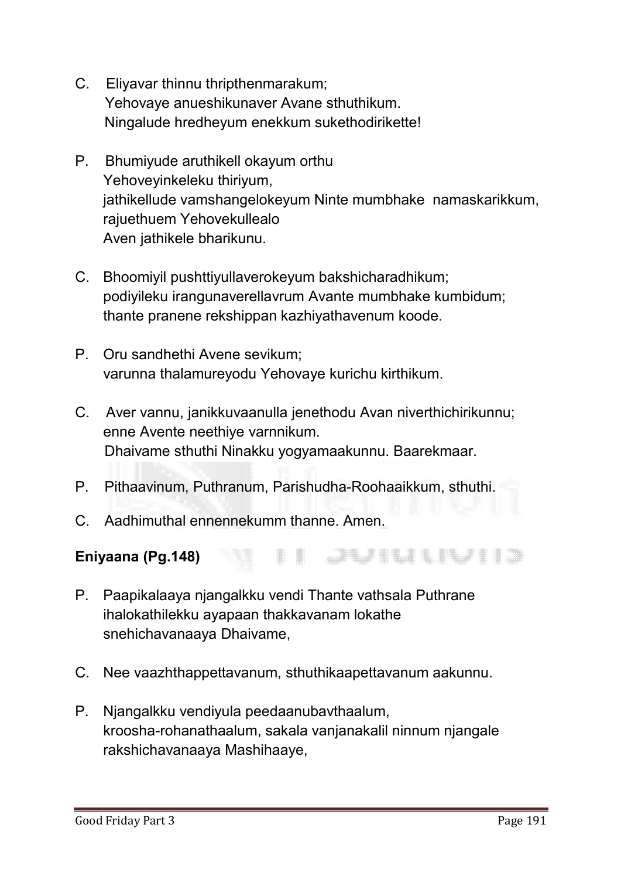C. Eliyavar thinnu thripthenmarakum;
Yehovaye anueshikunaver Avane sthuthikum.
Ningalude hredheyum enekkum sukethodirikette!

P. Bhumiyude aruthikell okayum orthu
Yehoveyinkeleku thiriyum,
jathikellude vamshangelokeyum Ninte mumbhake namaskarikkum,
rajuethuem Yehovekullealo
Aven jathikele bharikunu.

C. Bhoomiyil pushttiyullaverokeyum bakshicharadhikum;
podiyileku irangunaverellavrum Avante mumbhake kumbidum;
thante pranene rekshippan kazhiyathavenum koode.

P. Oru sandhethi Avene sevikum;
varunna thalamureyodu Yehovaye kurichu kirthikum.

C. Aver vannu, janikkuvaanulla jenethodu Avan niverthichirikunnu;
enne Avente neethiye varnnikum.
Dhaivame sthuthi Ninakku yogyamaakunnu. Baarekmaar.

P. Pithaavinum, Puthranum, Parishudha-Roohaaikkum, sthuthi.

C. Aadhimuthal ennennekumm thanne. Amen.

**Eniyaana (Pg.148)**

P. Paapikalaaya njangalkku vendi Thante vathsala Puthrane
ihalokathilekku ayapaan thakkavanam lokathe
snehichavanaaya Dhaivame,

C. Nee vaazhthappettavanum, sthuthikaapettavanum aakunnu.

P. Njangalkku vendiyula peedaanubavthaalum,
kroosha-rohanathaalum, sakala vanjanakalil ninnum njangale
rakshichavanaaya Mashihaaye,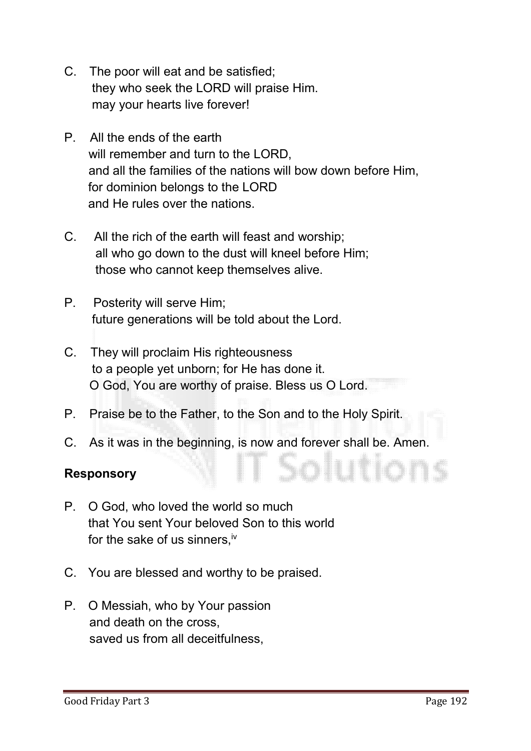C. The poor will eat and be satisfied;
they who seek the LORD will praise Him.
may your hearts live forever!

P. All the ends of the earth
will remember and turn to the LORD,
and all the families of the nations will bow down before Him,
for dominion belongs to the LORD
and He rules over the nations.

C. All the rich of the earth will feast and worship;
all who go down to the dust will kneel before Him;
those who cannot keep themselves alive.

P. Posterity will serve Him;
future generations will be told about the Lord.

C. They will proclaim His righteousness
to a people yet unborn; for He has done it.
O God, You are worthy of praise. Bless us O Lord.

P. Praise be to the Father, to the Son and to the Holy Spirit.

C. As it was in the beginning, is now and forever shall be. Amen.

**Responsory**

P. O God, who loved the world so much
that You sent Your beloved Son to this world
for the sake of us sinners,[iv]

C. You are blessed and worthy to be praised.

P. O Messiah, who by Your passion
and death on the cross,
saved us from all deceitfulness,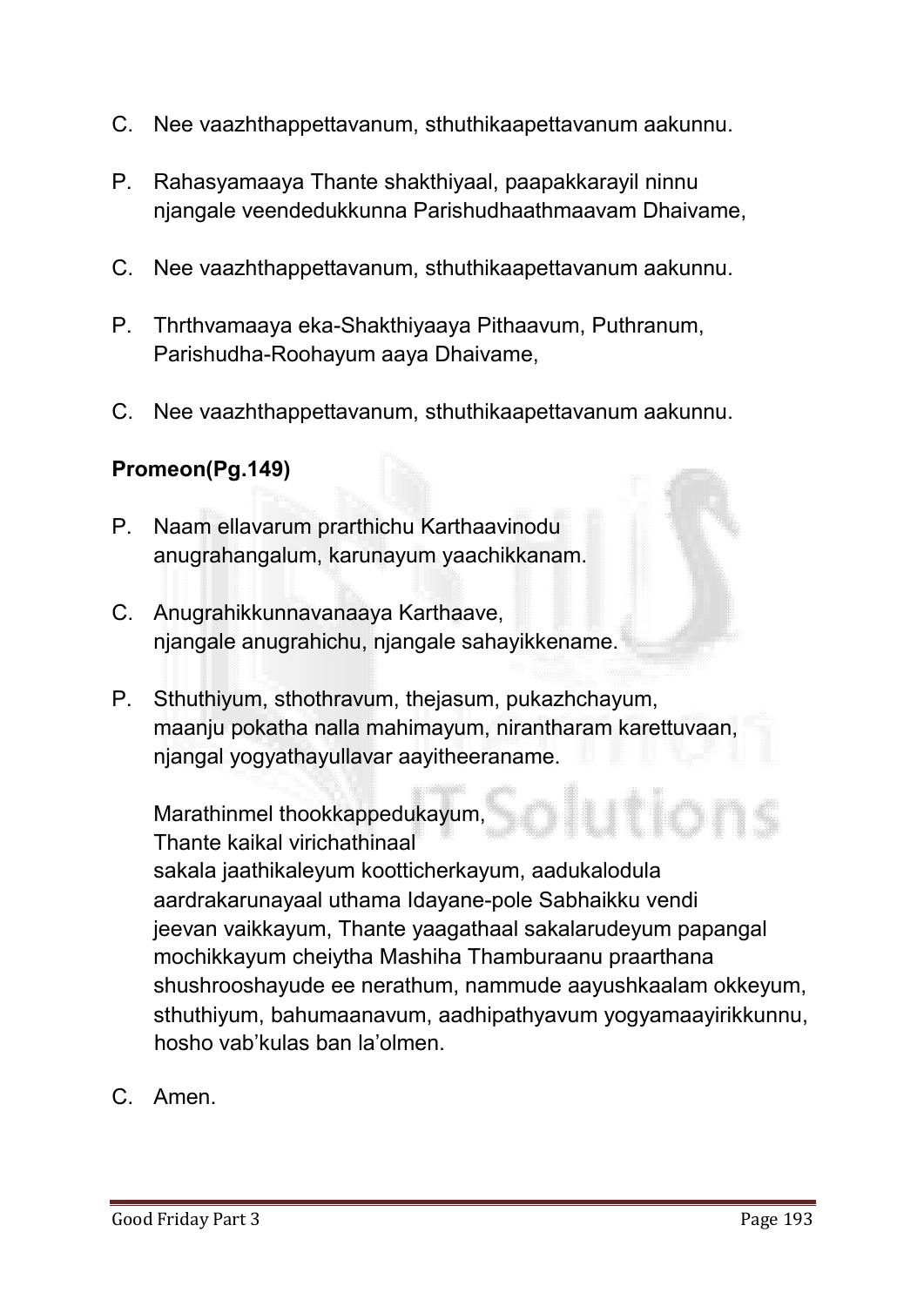C. Nee vaazhthappettavanum, sthuthikaapettavanum aakunnu.

P. Rahasyamaaya Thante shakthiyaal, paapakkarayil ninnu njangale veendedukkunna Parishudhaathmaavam Dhaivame,

C. Nee vaazhthappettavanum, sthuthikaapettavanum aakunnu.

P. Thrthvamaaya eka-Shakthiyaaya Pithaavum, Puthranum, Parishudha-Roohayum aaya Dhaivame,

C. Nee vaazhthappettavanum, sthuthikaapettavanum aakunnu.

**Promeon(Pg.149)**

P. Naam ellavarum prarthichu Karthaavinodu anugrahangalum, karunayum yaachikkanam.

C. Anugrahikkunnavanaaya Karthaave, njangale anugrahichu, njangale sahayikkename.

P. Sthuthiyum, sthothravum, thejasum, pukazhchayum, maanju pokatha nalla mahimayum, nirantharam karettuvaan, njangal yogyathayullavar aayitheeraname.

Marathinmel thookkappedukayum, Thante kaikal virichathinaal sakala jaathikaleyum kootticherkayum, aadukalodula aardrakarunayaal uthama Idayane-pole Sabhaikku vendi jeevan vaikkayum, Thante yaagathaal sakalarudeyum papangal mochikkayum cheiytha Mashiha Thamburaanu praarthana shushrooshayude ee nerathum, nammude aayushkaalam okkeyum, sthuthiyum, bahumaanavum, aadhipathyavum yogyamaayirikkunnu, hosho vab'kulas ban la'olmen.

C. Amen.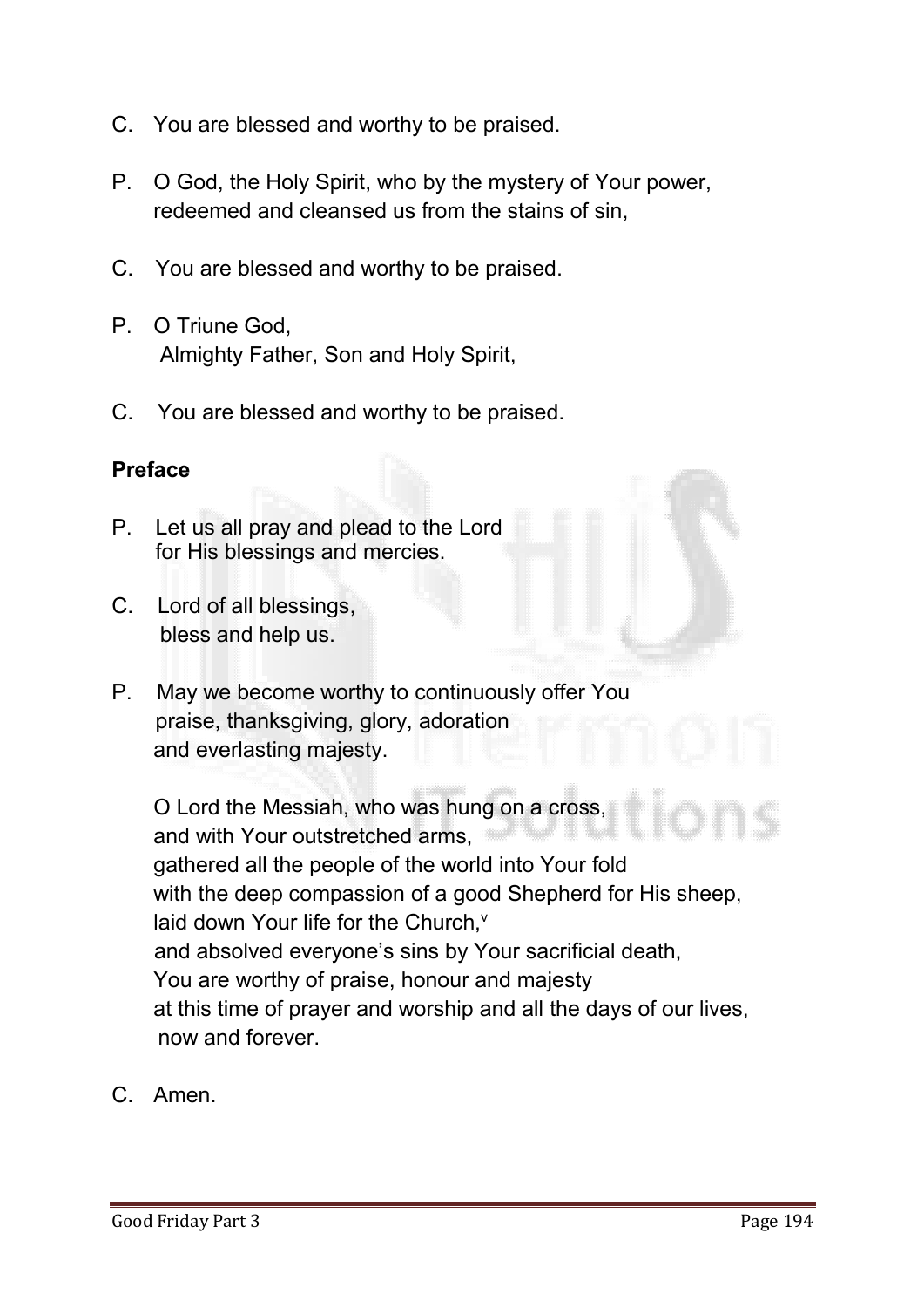C. You are blessed and worthy to be praised.

P. O God, the Holy Spirit, who by the mystery of Your power,
redeemed and cleansed us from the stains of sin,

C. You are blessed and worthy to be praised.

P. O Triune God,
Almighty Father, Son and Holy Spirit,

C. You are blessed and worthy to be praised.

**Preface**

P. Let us all pray and plead to the Lord
for His blessings and mercies.

C. Lord of all blessings,
bless and help us.

P. May we become worthy to continuously offer You
praise, thanksgiving, glory, adoration
and everlasting majesty.

O Lord the Messiah, who was hung on a cross,
and with Your outstretched arms,
gathered all the people of the world into Your fold
with the deep compassion of a good Shepherd for His sheep,
laid down Your life for the Church,[v]
and absolved everyone's sins by Your sacrificial death,
You are worthy of praise, honour and majesty
at this time of prayer and worship and all the days of our lives,
now and forever.

C. Amen.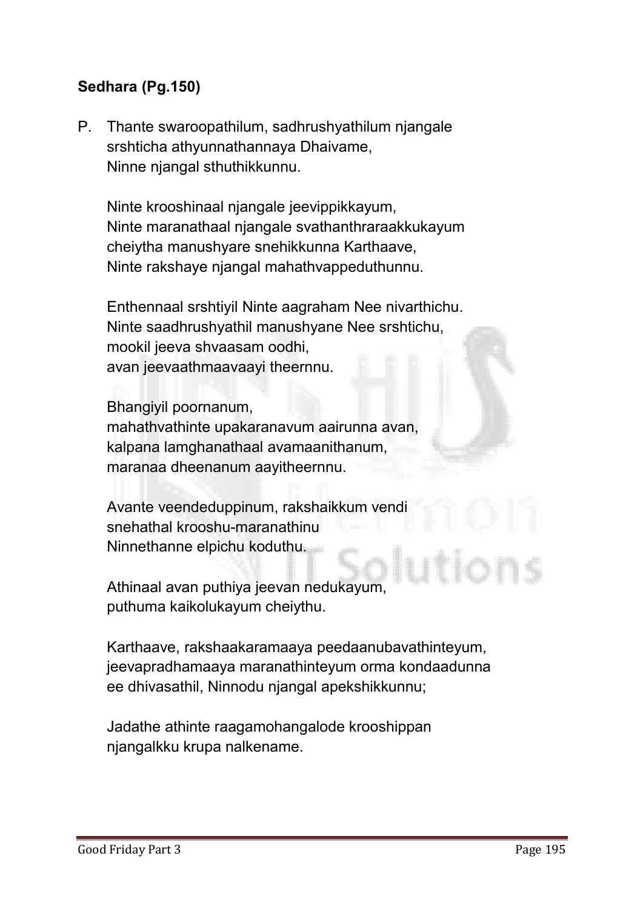**Sedhara (Pg.150)**

P. Thante swaroopathilum, sadhrushyathilum njangale srshticha athyunnathannaya Dhaivame, Ninne njangal sthuthikkunnu.

Ninte krooshinaal njangale jeevippikkayum, Ninte maranathaal njangale svathanthraraakkukayum cheiytha manushyare snehikkunna Karthaave, Ninte rakshaye njangal mahathvappeduthunnu.

Enthennaal srshtiyil Ninte aagraham Nee nivarthichu. Ninte saadhrushyathil manushyane Nee srshtichu, mookil jeeva shvaasam oodhi, avan jeevaathmaavaayi theernnu.

Bhangiyil poornanum, mahathvathinte upakaranavum aairunna avan, kalpana lamghanathaal avamaanithanum, maranaa dheenanum aayitheernnu.

Avante veendeduppinum, rakshaikkum vendi snehathal krooshu-maranathinu Ninnethanne elpichu koduthu.

Athinaal avan puthiya jeevan nedukayum, puthuma kaikolukayum cheiythu.

Karthaave, rakshaakaramaaya peedaanubavathinteyum, jeevapradhamaaya maranathinteyum orma kondaadunna ee dhivasathil, Ninnodu njangal apekshikkunnu;

Jadathe athinte raagamohangalode krooshippan njangalkku krupa nalkename.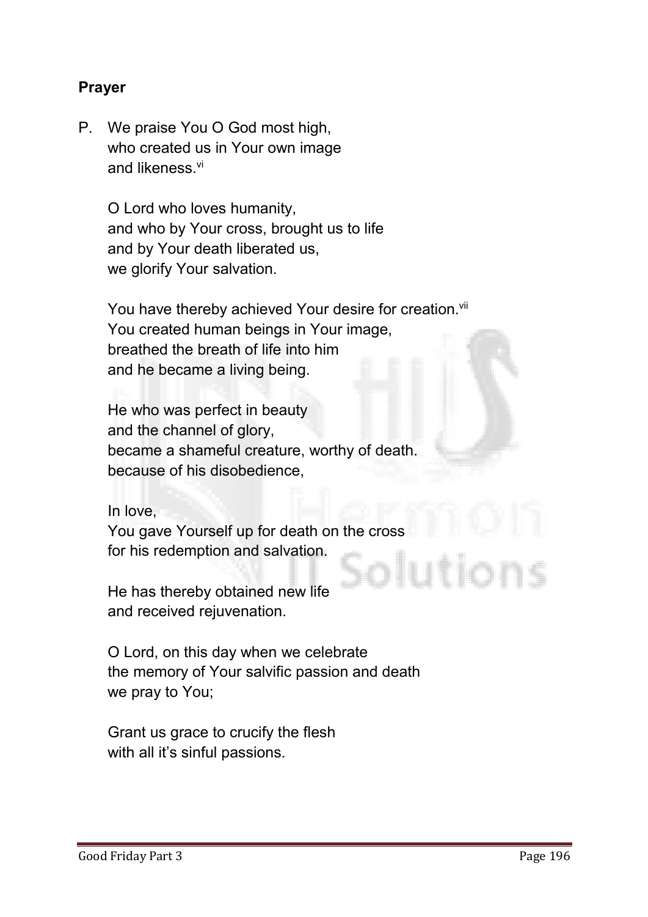**Prayer**

P. We praise You O God most high,
who created us in Your own image
and likeness.[vi]

O Lord who loves humanity,
and who by Your cross, brought us to life
and by Your death liberated us,
we glorify Your salvation.

You have thereby achieved Your desire for creation.[vii]
You created human beings in Your image,
breathed the breath of life into him
and he became a living being.

He who was perfect in beauty
and the channel of glory,
became a shameful creature, worthy of death.
because of his disobedience,

In love,
You gave Yourself up for death on the cross
for his redemption and salvation.

He has thereby obtained new life
and received rejuvenation.

O Lord, on this day when we celebrate
the memory of Your salvific passion and death
we pray to You;

Grant us grace to crucify the flesh
with all it's sinful passions.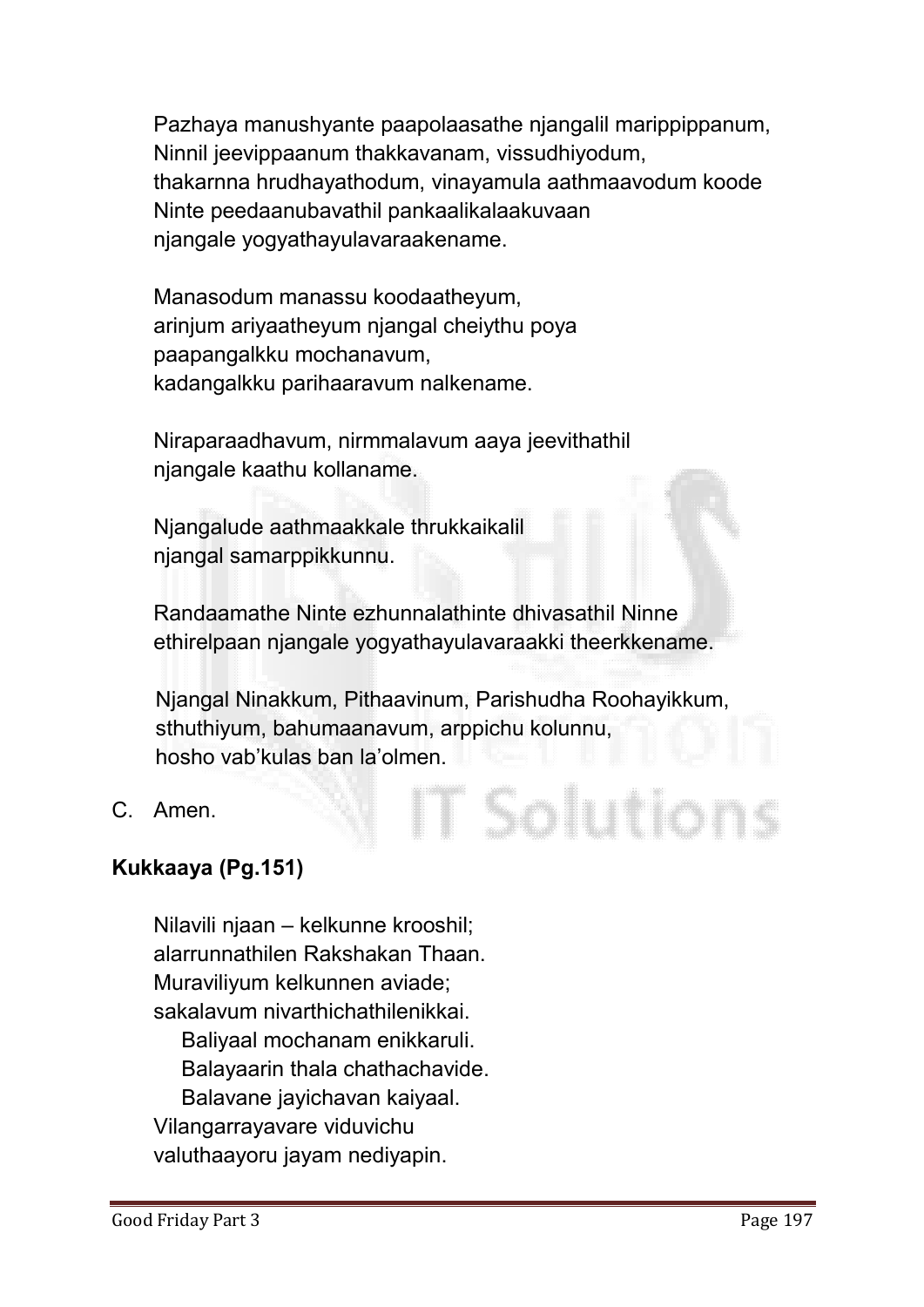Pazhaya manushyante paapolaasathe njangalil marippippanum,
Ninnil jeevippaanum thakkavanam, vissudhiyodum,
thakarnna hrudhayathodum, vinayamula aathmaavodum koode
Ninte peedaanubavathil pankaalikalaakuvaan
njangale yogyathayulavaraakename.

Manasodum manassu koodaatheyum,
arinjum ariyaatheyum njangal cheiythu poya
paapangalkku mochanavum,
kadangalkku parihaaravum nalkename.

Niraparaadhavum, nirmmalavum aaya jeevithathil
njangale kaathu kollaname.

Njangalude aathmaakkale thrukkaikalil
njangal samarppikkunnu.

Randaamathe Ninte ezhunnalathinte dhivasathil Ninne
ethirelpaan njangale yogyathayulavaraakki theerkkename.

Njangal Ninakkum, Pithaavinum, Parishudha Roohayikkum,
sthuthiyum, bahumaanavum, arppichu kolunnu,
hosho vab'kulas ban la'olmen.

C. Amen.

**Kukkaaya (Pg.151)**

Nilavili njaan – kelkunne krooshil;
alarrunnathilen Rakshakan Thaan.
Muraviliyum kelkunnen aviade;
sakalavum nivarthichathilenikkai.
    Baliyaal mochanam enikkaruli.
    Balayaarin thala chathachavide.
    Balavane jayichavan kaiyaal.
Vilangarrayavare viduvichu
valuthaayoru jayam nediyapin.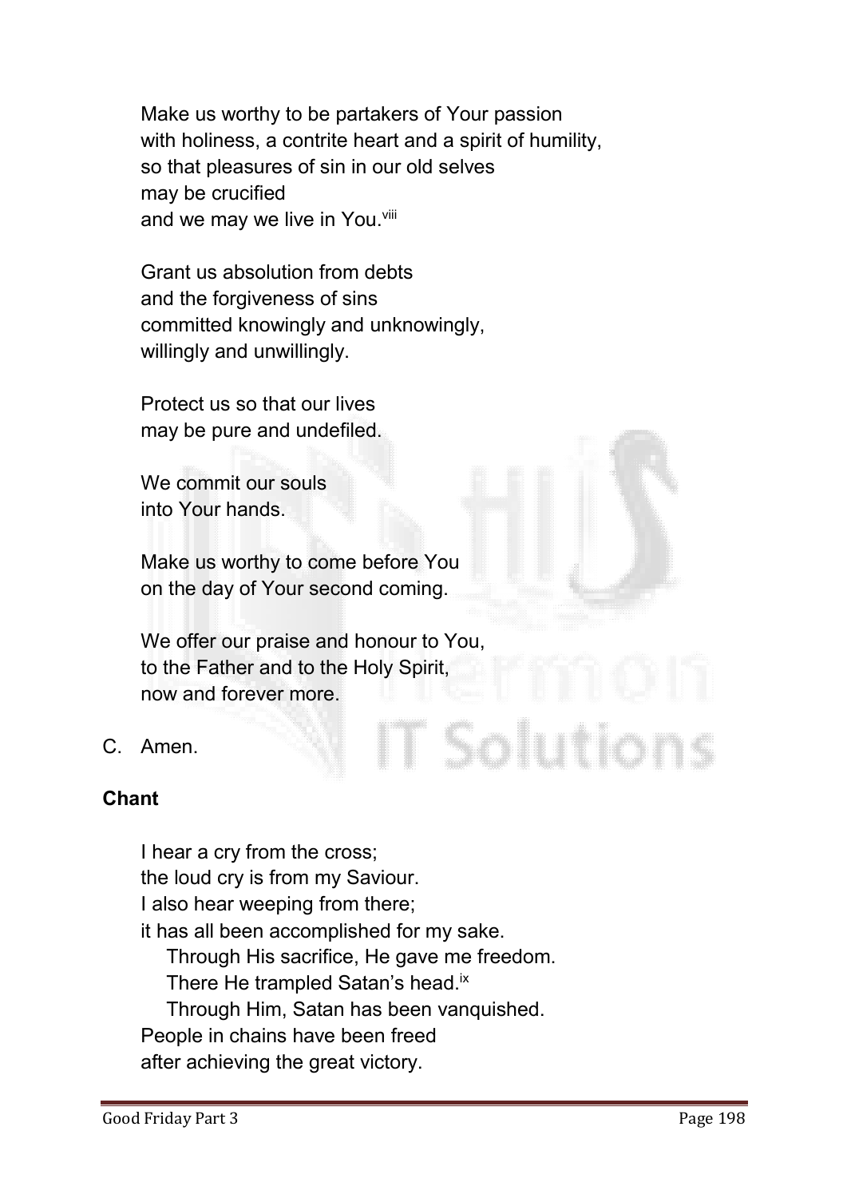Make us worthy to be partakers of Your passion
with holiness, a contrite heart and a spirit of humility,
so that pleasures of sin in our old selves
may be crucified
and we may we live in You.[viii]

Grant us absolution from debts
and the forgiveness of sins
committed knowingly and unknowingly,
willingly and unwillingly.

Protect us so that our lives
may be pure and undefiled.

We commit our souls
into Your hands.

Make us worthy to come before You
on the day of Your second coming.

We offer our praise and honour to You,
to the Father and to the Holy Spirit,
now and forever more.

C. Amen.

**Chant**

I hear a cry from the cross;
the loud cry is from my Saviour.
I also hear weeping from there;
it has all been accomplished for my sake.
    Through His sacrifice, He gave me freedom.
    There He trampled Satan's head.[ix]
    Through Him, Satan has been vanquished.
People in chains have been freed
after achieving the great victory.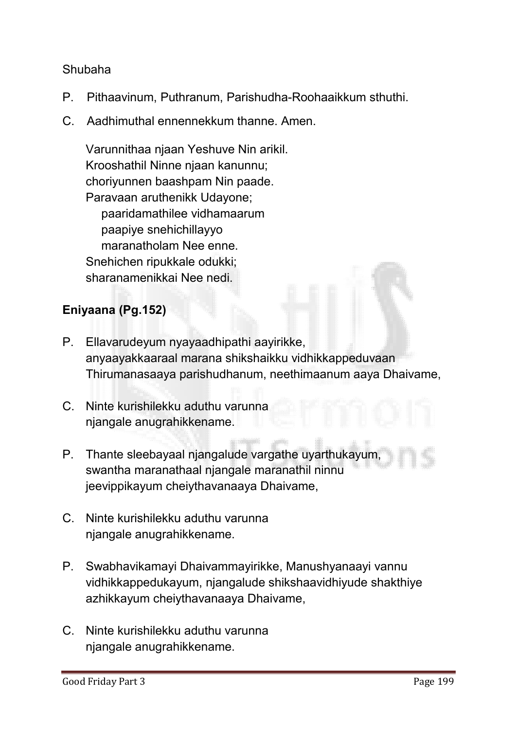Shubaha

P. Pithaavinum, Puthranum, Parishudha-Roohaaikkum sthuthi.

C. Aadhimuthal ennennekkum thanne. Amen.

Varunnithaa njaan Yeshuve Nin arikil.
Krooshathil Ninne njaan kanunnu;
choriyunnen baashpam Nin paade.
Paravaan aruthenikk Udayone;
paaridamathilee vidhamaarum
paapiye snehichillayyo
maranatholam Nee enne.
Snehichen ripukkale odukki;
sharanamenikkai Nee nedi.

**Eniyaana (Pg.152)**

P. Ellavarudeyum nyayaadhipathi aayirikke,
anyaayakkaaraal marana shikshaikku vidhikkappeduvaan
Thirumanasaaya parishudhanum, neethimaanum aaya Dhaivame,

C. Ninte kurishilekku aduthu varunna
njangale anugrahikkename.

P. Thante sleebayaal njangalude vargathe uyarthukayum,
swantha maranathaal njangale maranathil ninnu
jeevippikayum cheiythavanaaya Dhaivame,

C. Ninte kurishilekku aduthu varunna
njangale anugrahikkename.

P. Swabhavikamayi Dhaivammayirikke, Manushyanaayi vannu
vidhikkappedukayum, njangalude shikshaavidhiyude shakthiye
azhikkayum cheiythavanaaya Dhaivame,

C. Ninte kurishilekku aduthu varunna
njangale anugrahikkename.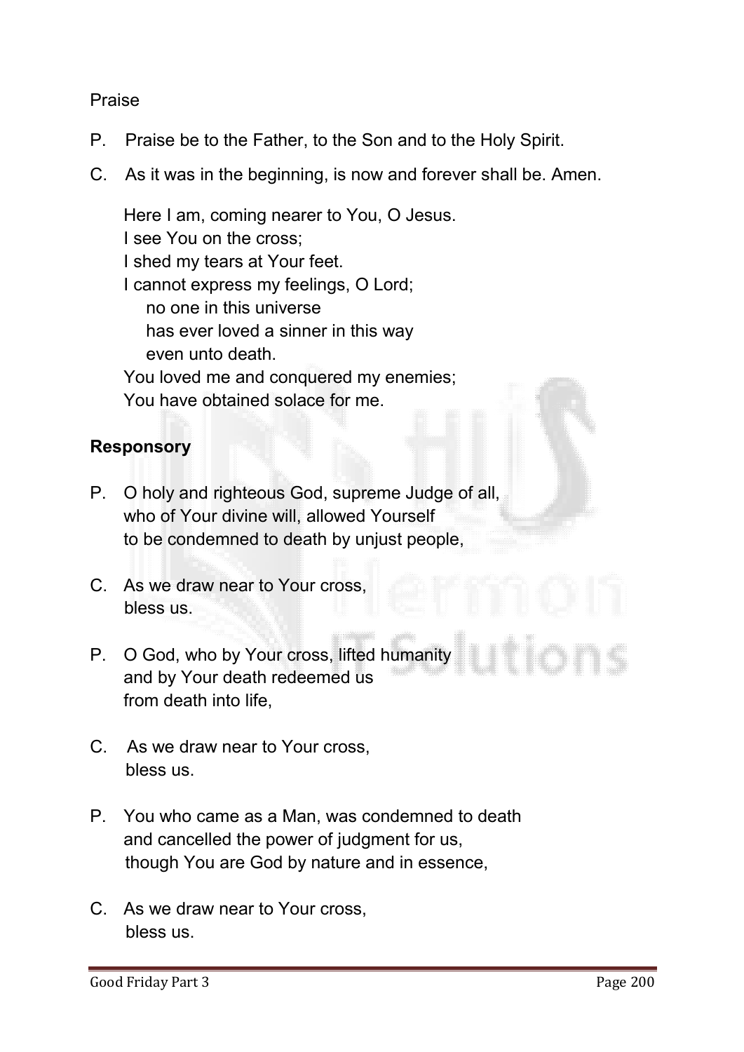Praise

P. Praise be to the Father, to the Son and to the Holy Spirit.

C. As it was in the beginning, is now and forever shall be. Amen.

Here I am, coming nearer to You, O Jesus.
I see You on the cross;
I shed my tears at Your feet.
I cannot express my feelings, O Lord;
no one in this universe
has ever loved a sinner in this way
even unto death.
You loved me and conquered my enemies;
You have obtained solace for me.

**Responsory**

P. O holy and righteous God, supreme Judge of all,
who of Your divine will, allowed Yourself
to be condemned to death by unjust people,

C. As we draw near to Your cross,
bless us.

P. O God, who by Your cross, lifted humanity
and by Your death redeemed us
from death into life,

C. As we draw near to Your cross,
bless us.

P. You who came as a Man, was condemned to death
and cancelled the power of judgment for us,
though You are God by nature and in essence,

C. As we draw near to Your cross,
bless us.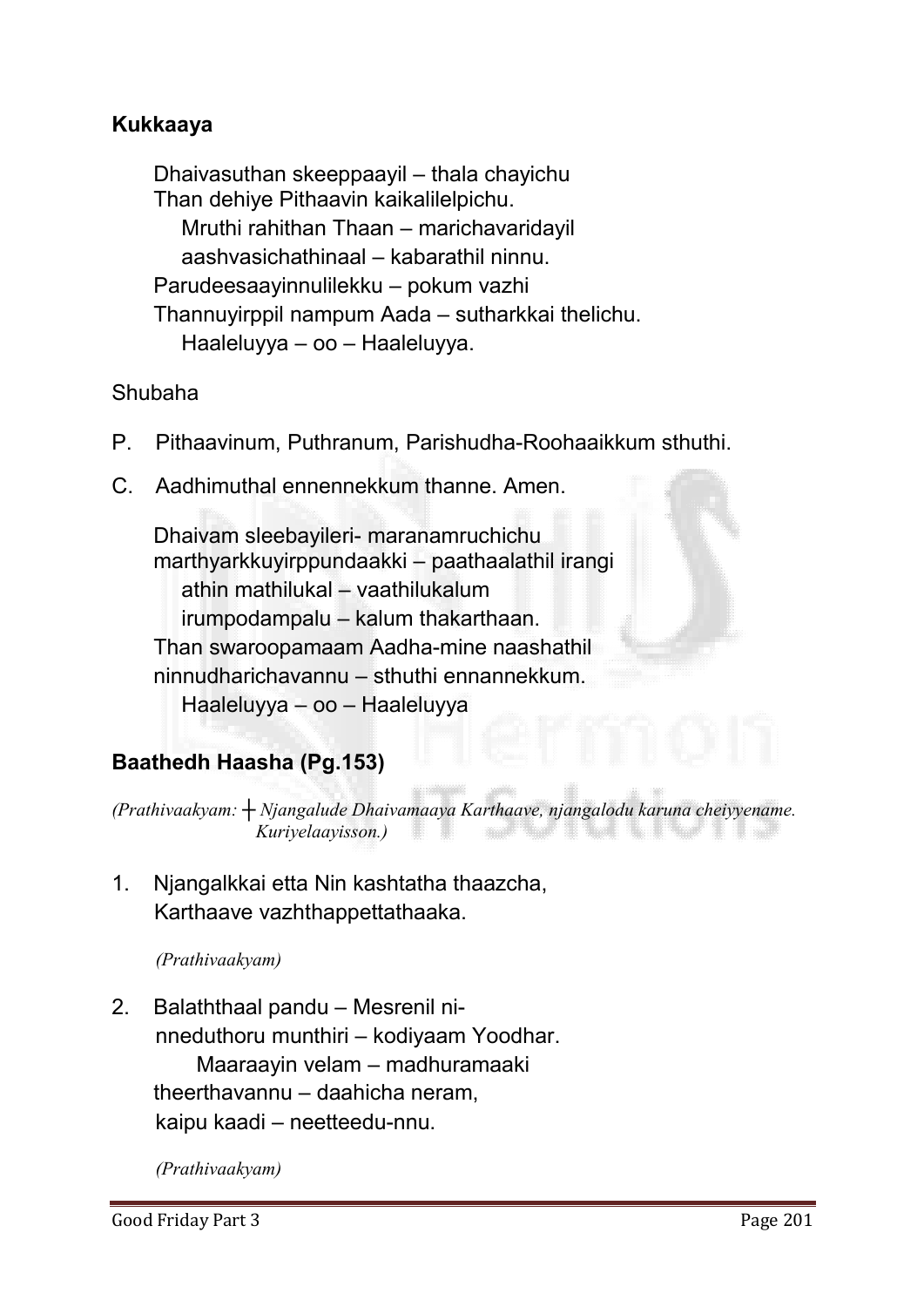**Kukkaaya**

Dhaivasuthan skeeppaayil – thala chayichu
Than dehiye Pithaavin kaikalilelpichu.
Mruthi rahithan Thaan – marichavaridayil
aashvasichathinaal – kabarathil ninnu.
Parudeesaayinnulilekku – pokum vazhi
Thannuyirppil nampum Aada – sutharkkai thelichu.
Haaleluyya – oo – Haaleluyya.

Shubaha

P. Pithaavinum, Puthranum, Parishudha-Roohaaikkum sthuthi.

C. Aadhimuthal ennennekkum thanne. Amen.

Dhaivam sleebayileri- maranamruchichu
marthyarkkuyirppundaakki – paathaalathil irangi
athin mathilukal – vaathilukalum
irumpodampalu – kalum thakarthaan.
Than swaroopamaam Aadha-mine naashathil
ninnudharichavannu – sthuthi ennannekkum.
Haaleluyya – oo – Haaleluyya

**Baathedh Haasha (Pg.153)**

*(Prathivaakyam: ┼ Njangalude Dhaivamaaya Karthaave, njangalodu karuna cheiyyename. Kuriyelaayisson.)*

1. Njangalkkai etta Nin kashtatha thaazcha,
Karthaave vazhthappettathaaka.

*(Prathivaakyam)*

2. Balaththaal pandu – Mesrenil ni-
nneduthoru munthiri – kodiyaam Yoodhar.
Maaraayin velam – madhuramaaki
theerthavannu – daahicha neram,
kaipu kaadi – neetteedu-nnu.

*(Prathivaakyam)*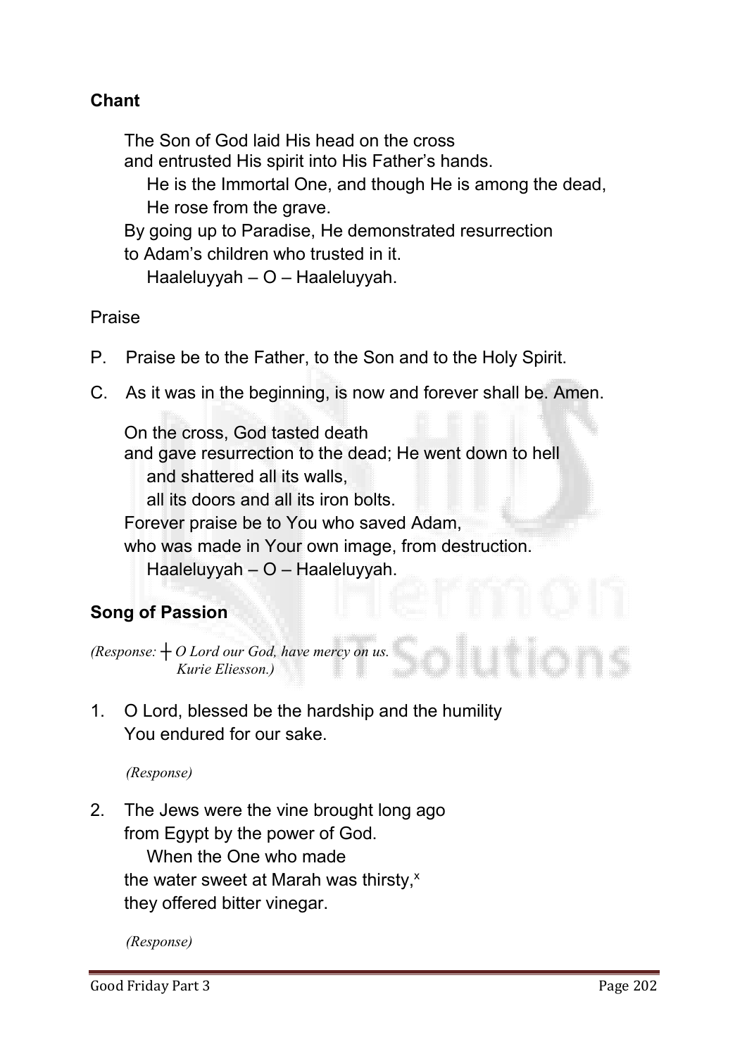**Chant**

The Son of God laid His head on the cross
and entrusted His spirit into His Father's hands.
He is the Immortal One, and though He is among the dead,
He rose from the grave.
By going up to Paradise, He demonstrated resurrection
to Adam's children who trusted in it.
Haaleluyyah – O – Haaleluyyah.

Praise

P. Praise be to the Father, to the Son and to the Holy Spirit.

C. As it was in the beginning, is now and forever shall be. Amen.

On the cross, God tasted death
and gave resurrection to the dead; He went down to hell
and shattered all its walls,
all its doors and all its iron bolts.
Forever praise be to You who saved Adam,
who was made in Your own image, from destruction.
Haaleluyyah – O – Haaleluyyah.

**Song of Passion**

*(Response: ┼ O Lord our God, have mercy on us.
Kurie Eliesson.)*

1. O Lord, blessed be the hardship and the humility
   You endured for our sake.

   *(Response)*

2. The Jews were the vine brought long ago
   from Egypt by the power of God.
   When the One who made
   the water sweet at Marah was thirsty,[x]
   they offered bitter vinegar.

   *(Response)*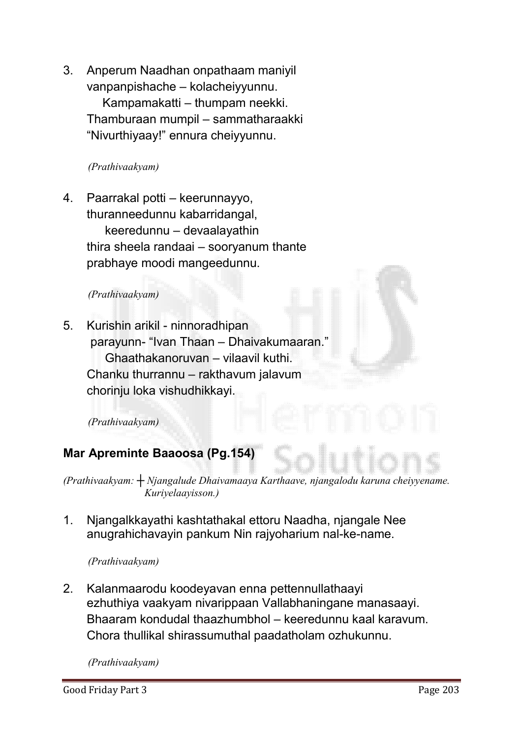3. Anperum Naadhan onpathaam maniyil vanpanpishache – kolacheiyyunnu.
   Kampamakatti – thumpam neekki.
   Thamburaan mumpil – sammatharaakki
   "Nivurthiyaay!" ennura cheiyyunnu.

   *(Prathivaakyam)*

4. Paarrakal potti – keerunnayyo,
   thuranneedunnu kabarridangal,
   keeredunnu – devaalayathin
   thira sheela randaai – sooryanum thante
   prabhaye moodi mangeedunnu.

   *(Prathivaakyam)*

5. Kurishin arikil - ninnoradhipan
   parayunn- "Ivan Thaan – Dhaivakumaaran."
   Ghaathakanoruvan – vilaavil kuthi.
   Chanku thurrannu – rakthavum jalavum
   chorinju loka vishudhikkayi.

   *(Prathivaakyam)*

## **Mar Apreminte Baaoosa (Pg.154)**

*(Prathivaakyam: ┼ Njangalude Dhaivamaaya Karthaave, njangalodu karuna cheiyyename. Kuriyelaayisson.)*

1. Njangalkkayathi kashtathakal ettoru Naadha, njangale Nee anugrahichavayin pankum Nin rajyoharium nal-ke-name.

   *(Prathivaakyam)*

2. Kalanmaarodu koodeyavan enna pettennullathaayi ezhuthiya vaakyam nivarippaan Vallabhaningane manasaayi.
   Bhaaram kondudal thaazhumbhol – keeredunnu kaal karavum.
   Chora thullikal shirassumuthal paadatholam ozhukunnu.

   *(Prathivaakyam)*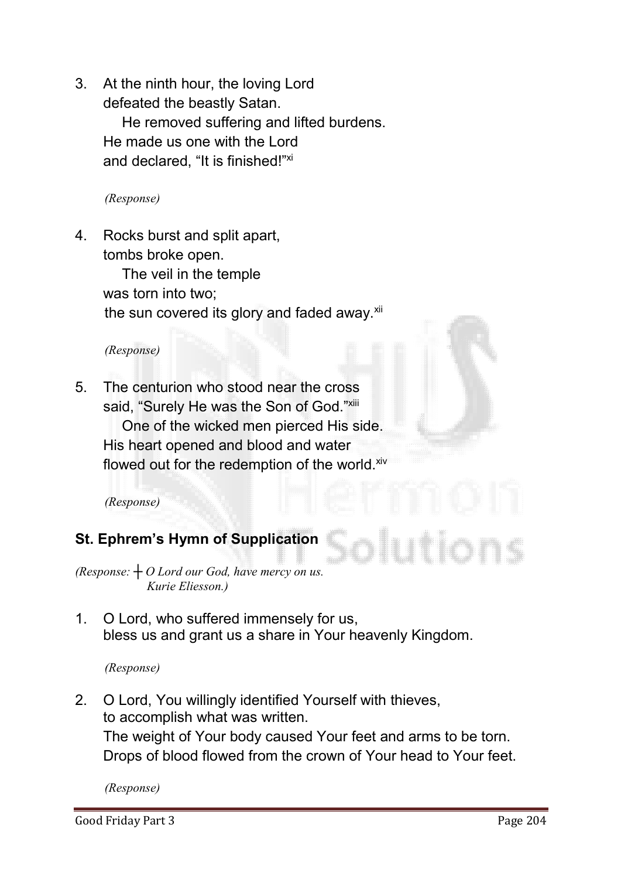3. At the ninth hour, the loving Lord
   defeated the beastly Satan.
   He removed suffering and lifted burdens.
   He made us one with the Lord
   and declared, "It is finished!"[xi]

   *(Response)*

4. Rocks burst and split apart,
   tombs broke open.
   The veil in the temple
   was torn into two;
   the sun covered its glory and faded away.[xii]

   *(Response)*

5. The centurion who stood near the cross
   said, "Surely He was the Son of God."[xiii]
   One of the wicked men pierced His side.
   His heart opened and blood and water
   flowed out for the redemption of the world.[xiv]

   *(Response)*

## St. Ephrem's Hymn of Supplication

*(Response: ┼ O Lord our God, have mercy on us.
Kurie Eliesson.)*

1. O Lord, who suffered immensely for us,
   bless us and grant us a share in Your heavenly Kingdom.

   *(Response)*

2. O Lord, You willingly identified Yourself with thieves,
   to accomplish what was written.
   The weight of Your body caused Your feet and arms to be torn.
   Drops of blood flowed from the crown of Your head to Your feet.

   *(Response)*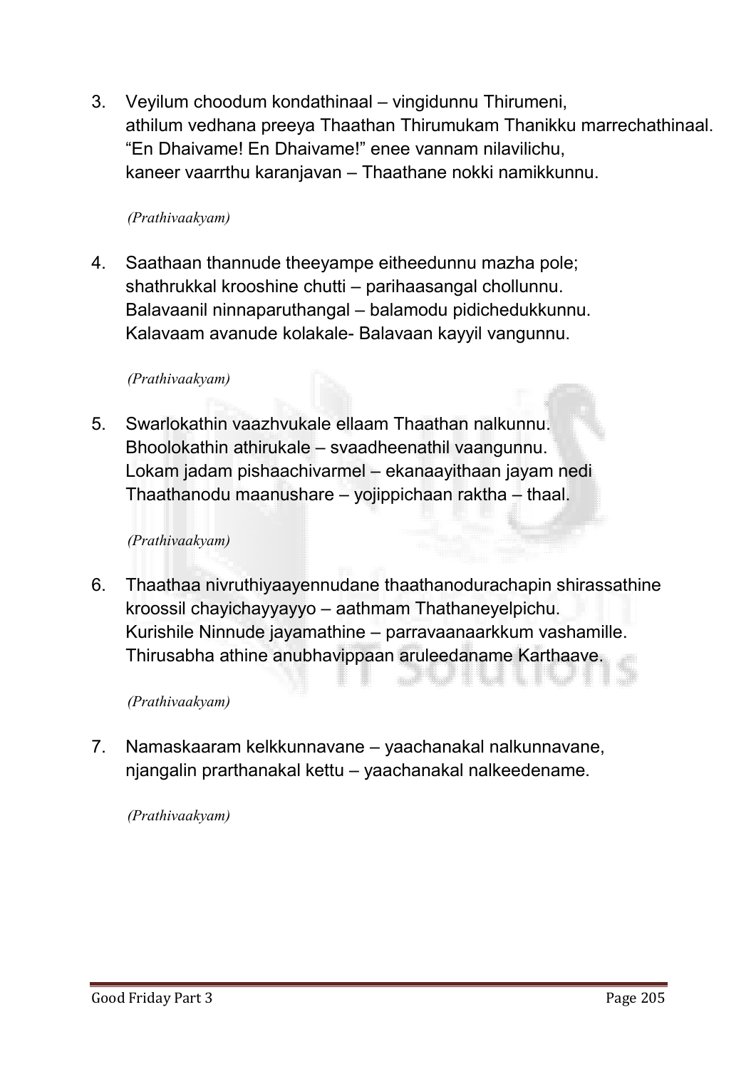3. Veyilum choodum kondathinaal – vingidunnu Thirumeni,
   athilum vedhana preeya Thaathan Thirumukam Thanikku marrechathinaal.
   "En Dhaivame! En Dhaivame!" enee vannam nilavilichu,
   kaneer vaarrthu karanjavan – Thaathane nokki namikkunnu.

   *(Prathivaakyam)*

4. Saathaan thannude theeyampe eitheedunnu mazha pole;
   shathrukkal krooshine chutti – parihaasangal chollunnu.
   Balavaanil ninnaparuthangal – balamodu pidichedukkunnu.
   Kalavaam avanude kolakale- Balavaan kayyil vangunnu.

   *(Prathivaakyam)*

5. Swarlokathin vaazhvukale ellaam Thaathan nalkunnu.
   Bhoolokathin athirukale – svaadheenathil vaangunnu.
   Lokam jadam pishaachivarmel – ekanaayithaan jayam nedi
   Thaathanodu maanushare – yojippichaan raktha – thaal.

   *(Prathivaakyam)*

6. Thaathaa nivruthiyaayennudane thaathanodurachapin shirassathine
   kroossil chayichayyayyo – aathmam Thathaneyelpichu.
   Kurishile Ninnude jayamathine – parravaanaarkkum vashamille.
   Thirusabha athine anubhavippaan aruleedaname Karthaave.

   *(Prathivaakyam)*

7. Namaskaaram kelkkunnavane – yaachanakal nalkunnavane,
   njangalin prarthanakal kettu – yaachanakal nalkeedename.

   *(Prathivaakyam)*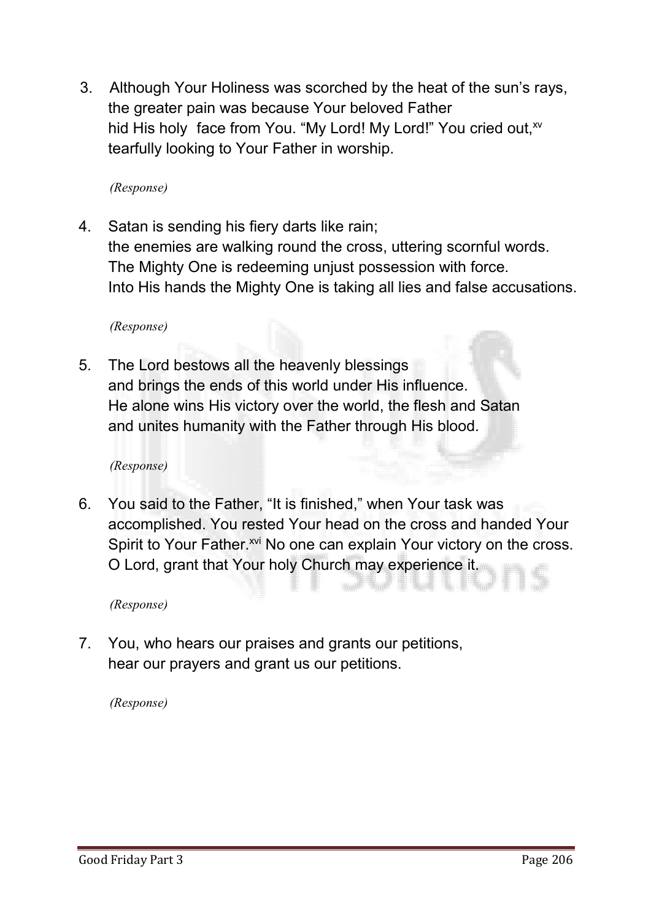3. Although Your Holiness was scorched by the heat of the sun's rays, the greater pain was because Your beloved Father hid His holy face from You. "My Lord! My Lord!" You cried out,[xv] tearfully looking to Your Father in worship.

   *(Response)*

4. Satan is sending his fiery darts like rain; the enemies are walking round the cross, uttering scornful words. The Mighty One is redeeming unjust possession with force. Into His hands the Mighty One is taking all lies and false accusations.

   *(Response)*

5. The Lord bestows all the heavenly blessings and brings the ends of this world under His influence. He alone wins His victory over the world, the flesh and Satan and unites humanity with the Father through His blood.

   *(Response)*

6. You said to the Father, "It is finished," when Your task was accomplished. You rested Your head on the cross and handed Your Spirit to Your Father.[xvi] No one can explain Your victory on the cross. O Lord, grant that Your holy Church may experience it.

   *(Response)*

7. You, who hears our praises and grants our petitions, hear our prayers and grant us our petitions.

   *(Response)*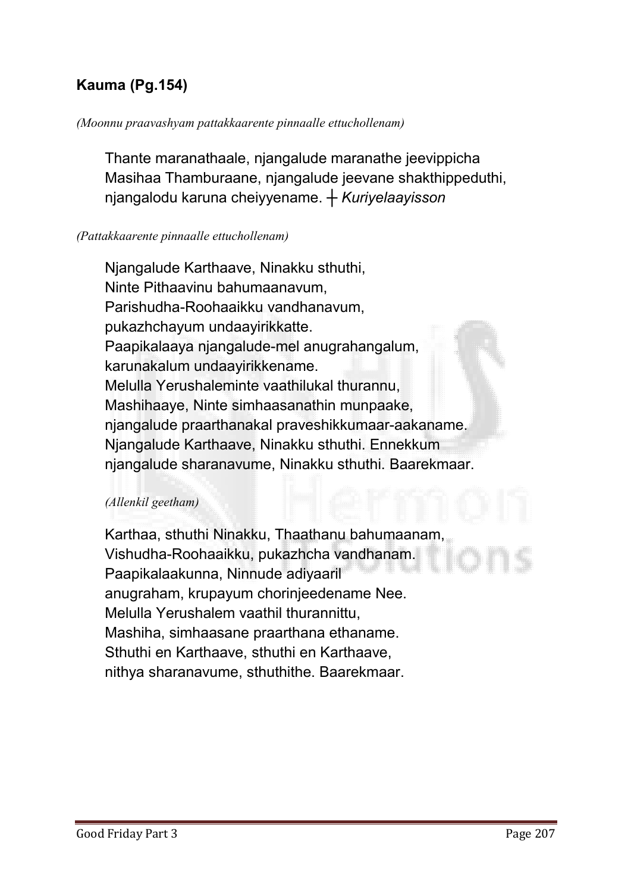### **Kauma (Pg.154)**

*(Moonnu praavashyam pattakkaarente pinnaalle ettuchollenam)*

Thante maranathaale, njangalude maranathe jeevippicha
Masihaa Thamburaane, njangalude jeevane shakthippeduthi,
njangalodu karuna cheiyyename. ┼ *Kuriyelaayisson*

*(Pattakkaarente pinnaalle ettuchollenam)*

Njangalude Karthaave, Ninakku sthuthi,
Ninte Pithaavinu bahumaanavum,
Parishudha-Roohaaikku vandhanavum,
pukazhchayum undaayirikkatte.
Paapikalaaya njangalude-mel anugrahangalum,
karunakalum undaayirikkename.
Melulla Yerushaleminte vaathilukal thurannu,
Mashihaaye, Ninte simhaasanathin munpaake,
njangalude praarthanakal praveshikkumaar-aakaname.
Njangalude Karthaave, Ninakku sthuthi. Ennekkum
njangalude sharanavume, Ninakku sthuthi. Baarekmaar.

*(Allenkil geetham)*

Karthaa, sthuthi Ninakku, Thaathanu bahumaanam,
Vishudha-Roohaaikku, pukazhcha vandhanam.
Paapikalaakunna, Ninnude adiyaaril
anugraham, krupayum chorinjeedename Nee.
Melulla Yerushalem vaathil thurannittu,
Mashiha, simhaasane praarthana ethaname.
Sthuthi en Karthaave, sthuthi en Karthaave,
nithya sharanavume, sthuthithe. Baarekmaar.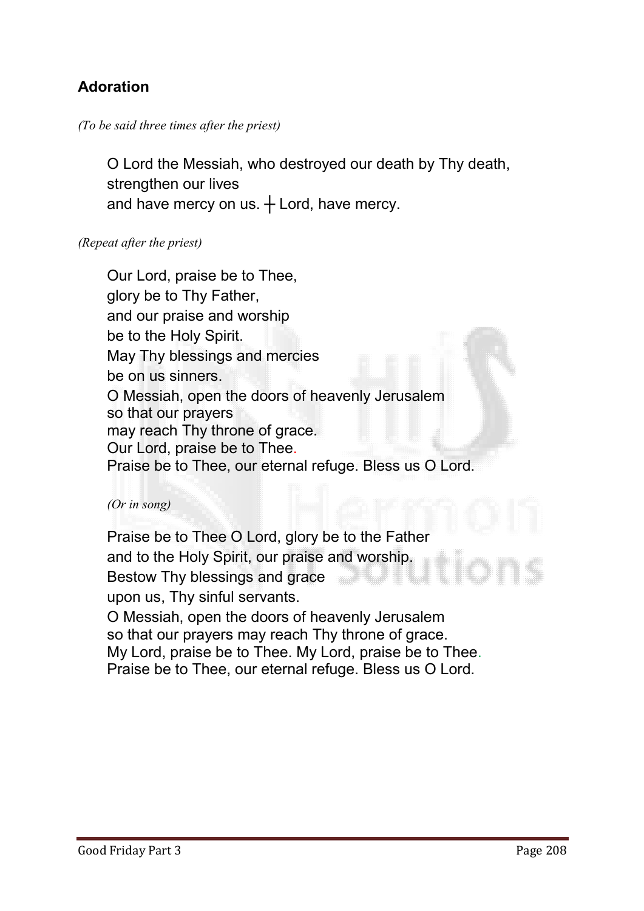## Adoration

*(To be said three times after the priest)*

O Lord the Messiah, who destroyed our death by Thy death,
strengthen our lives
and have mercy on us. ┼ Lord, have mercy.

*(Repeat after the priest)*

Our Lord, praise be to Thee,
glory be to Thy Father,
and our praise and worship
be to the Holy Spirit.
May Thy blessings and mercies
be on us sinners.
O Messiah, open the doors of heavenly Jerusalem
so that our prayers
may reach Thy throne of grace.
Our Lord, praise be to Thee.
Praise be to Thee, our eternal refuge. Bless us O Lord.

*(Or in song)*

Praise be to Thee O Lord, glory be to the Father
and to the Holy Spirit, our praise and worship.
Bestow Thy blessings and grace
upon us, Thy sinful servants.
O Messiah, open the doors of heavenly Jerusalem
so that our prayers may reach Thy throne of grace.
My Lord, praise be to Thee. My Lord, praise be to Thee.
Praise be to Thee, our eternal refuge. Bless us O Lord.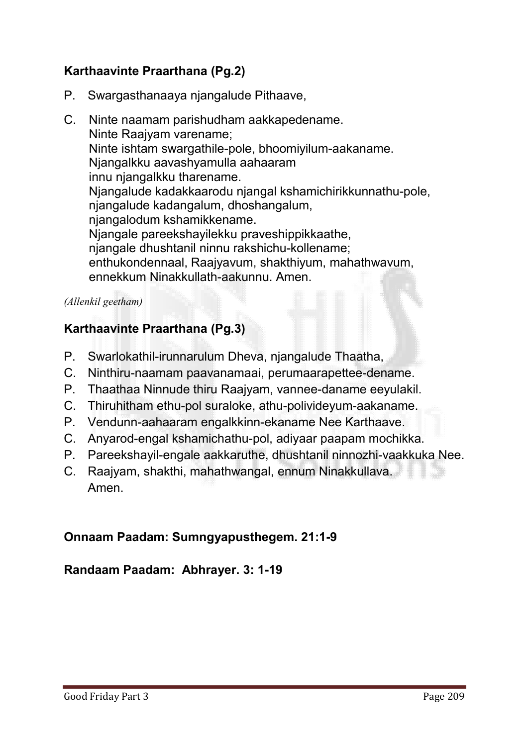### Karthaavinte Praarthana (Pg.2)

P. Swargasthanaaya njangalude Pithaave,

C. Ninte naamam parishudham aakkapedename.
Ninte Raajyam varename;
Ninte ishtam swargathile-pole, bhoomiyilum-aakaname.
Njangalkku aavashyamulla aahaaram
innu njangalkku tharename.
Njangalude kadakkaarodu njangal kshamichirikkunnathu-pole,
njangalude kadangalum, dhoshangalum,
njangalodum kshamikkename.
Njangale pareekshayilekku praveshippikkaathe,
njangale dhushtanil ninnu rakshichu-kollename;
enthukondennaal, Raajyavum, shakthiyum, mahathwavum,
ennekkum Ninakkullath-aakunnu. Amen.

*(Allenkil geetham)*

### Karthaavinte Praarthana (Pg.3)

P. Swarlokathil-irunnarulum Dheva, njangalude Thaatha,

C. Ninthiru-naamam paavanamaai, perumaarapettee-dename.

P. Thaathaa Ninnude thiru Raajyam, vannee-daname eeyulakil.

C. Thiruhitham ethu-pol suraloke, athu-polivideyum-aakaname.

P. Vendunn-aahaaram engalkkinn-ekaname Nee Karthaave.

C. Anyarod-engal kshamichathu-pol, adiyaar paapam mochikka.

P. Pareekshayil-engale aakkaruthe, dhushtanil ninnozhi-vaakkuka Nee.

C. Raajyam, shakthi, mahathwangal, ennum Ninakkullava.
Amen.

### Onnaam Paadam: Sumngyapusthegem. 21:1-9

### Randaam Paadam: Abhrayer. 3: 1-19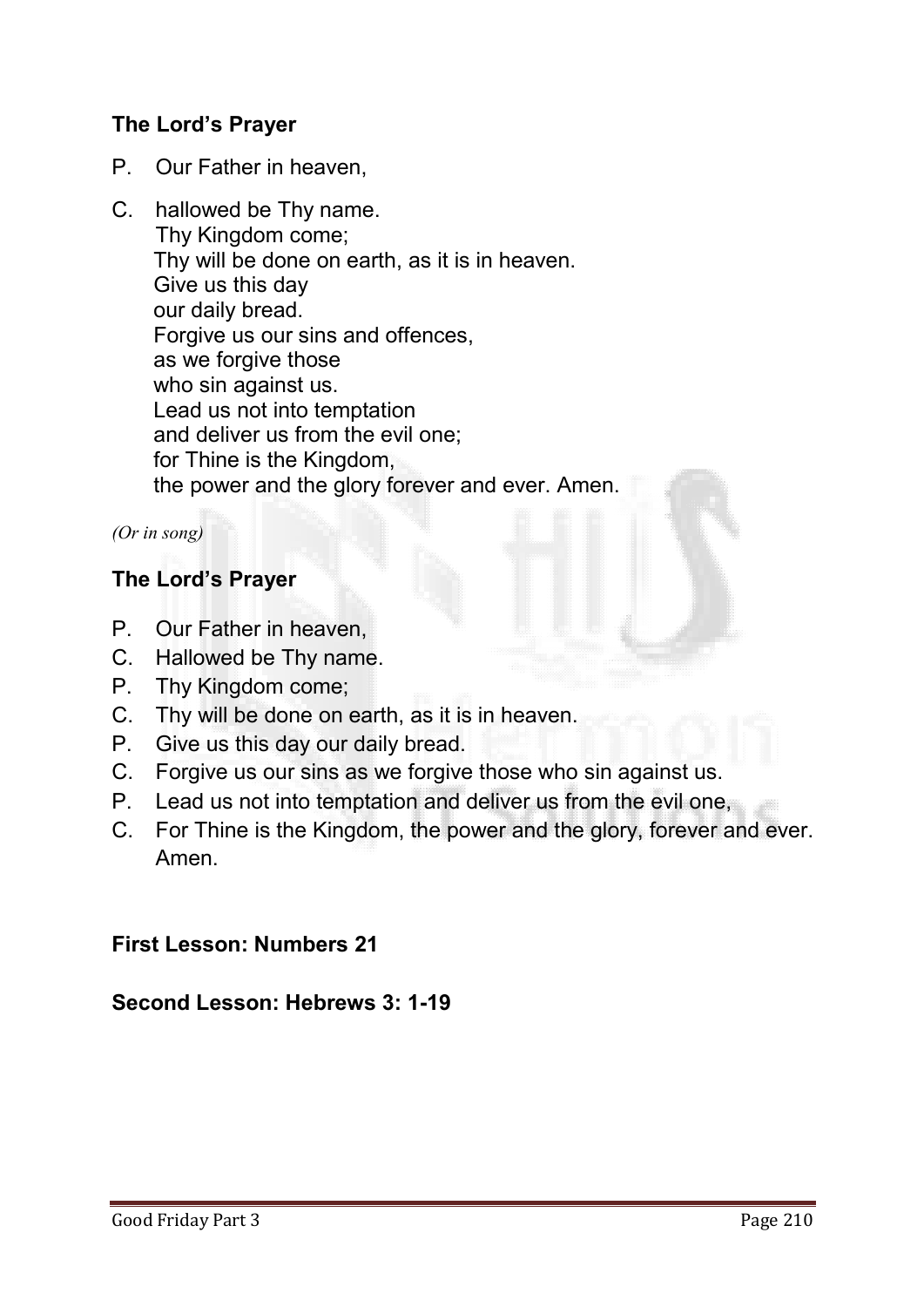**The Lord's Prayer**

P. Our Father in heaven,

C. hallowed be Thy name.
Thy Kingdom come;
Thy will be done on earth, as it is in heaven.
Give us this day
our daily bread.
Forgive us our sins and offences,
as we forgive those
who sin against us.
Lead us not into temptation
and deliver us from the evil one;
for Thine is the Kingdom,
the power and the glory forever and ever. Amen.

*(Or in song)*

**The Lord's Prayer**

P. Our Father in heaven,
C. Hallowed be Thy name.
P. Thy Kingdom come;
C. Thy will be done on earth, as it is in heaven.
P. Give us this day our daily bread.
C. Forgive us our sins as we forgive those who sin against us.
P. Lead us not into temptation and deliver us from the evil one,
C. For Thine is the Kingdom, the power and the glory, forever and ever. Amen.

**First Lesson: Numbers 21**

**Second Lesson: Hebrews 3: 1-19**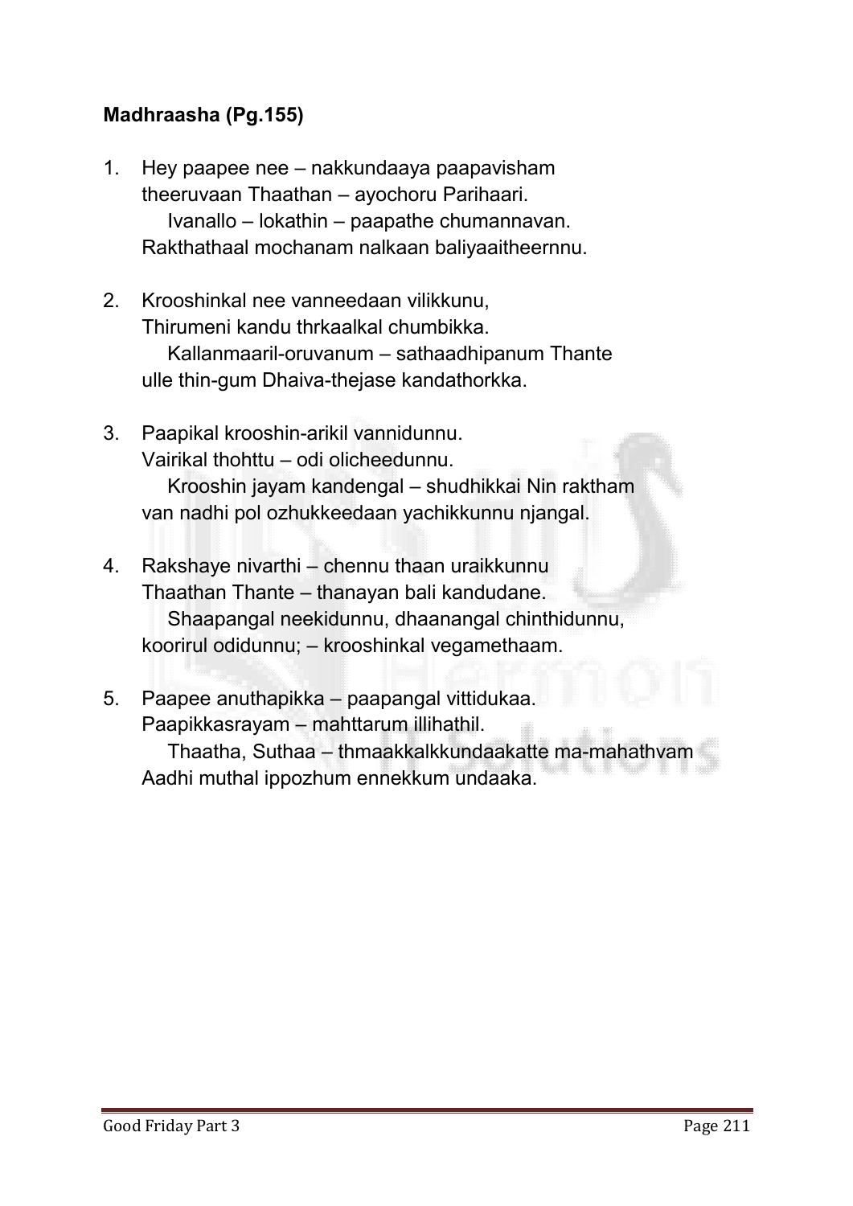**Madhraasha (Pg.155)**

1. Hey paapee nee – nakkundaaya paapavisham
   theeruvaan Thaathan – ayochoru Parihaari.
      Ivanallo – lokathin – paapathe chumannavan.
   Rakthathaal mochanam nalkaan baliyaaitheernnu.

2. Krooshinkal nee vanneedaan vilikkunu,
   Thirumeni kandu thrkaalkal chumbikka.
      Kallanmaaril-oruvanum – sathaadhipanum Thante
   ulle thin-gum Dhaiva-thejase kandathorkka.

3. Paapikal krooshin-arikil vannidunnu.
   Vairikal thohttu – odi olicheedunnu.
      Krooshin jayam kandengal – shudhikkai Nin raktham
   van nadhi pol ozhukkeedaan yachikkunnu njangal.

4. Rakshaye nivarthi – chennu thaan uraikkunnu
   Thaathan Thante – thanayan bali kandudane.
      Shaapangal neekidunnu, dhaanangal chinthidunnu,
   koorirul odidunnu; – krooshinkal vegamethaam.

5. Paapee anuthapikka – paapangal vittidukaa.
   Paapikkasrayam – mahttarum illihathil.
      Thaatha, Suthaa – thmaakkalkkundaakatte ma-mahathvam
   Aadhi muthal ippozhum ennekkum undaaka.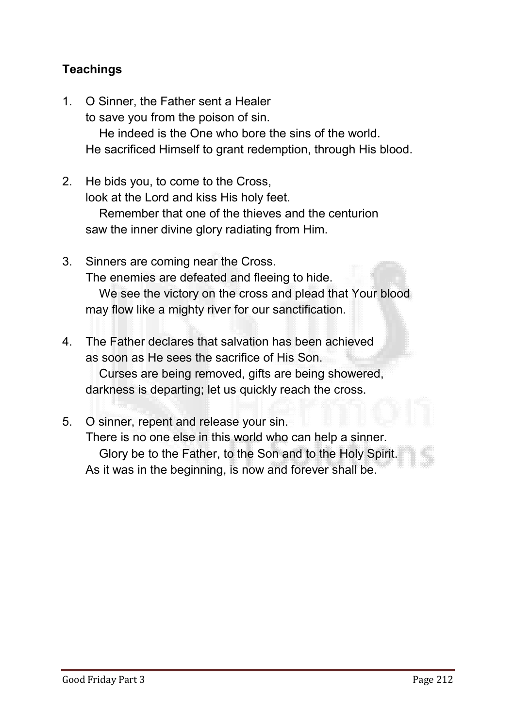**Teachings**

1. O Sinner, the Father sent a Healer
   to save you from the poison of sin.
   He indeed is the One who bore the sins of the world.
   He sacrificed Himself to grant redemption, through His blood.

2. He bids you, to come to the Cross,
   look at the Lord and kiss His holy feet.
   Remember that one of the thieves and the centurion
   saw the inner divine glory radiating from Him.

3. Sinners are coming near the Cross.
   The enemies are defeated and fleeing to hide.
   We see the victory on the cross and plead that Your blood
   may flow like a mighty river for our sanctification.

4. The Father declares that salvation has been achieved
   as soon as He sees the sacrifice of His Son.
   Curses are being removed, gifts are being showered,
   darkness is departing; let us quickly reach the cross.

5. O sinner, repent and release your sin.
   There is no one else in this world who can help a sinner.
   Glory be to the Father, to the Son and to the Holy Spirit.
   As it was in the beginning, is now and forever shall be.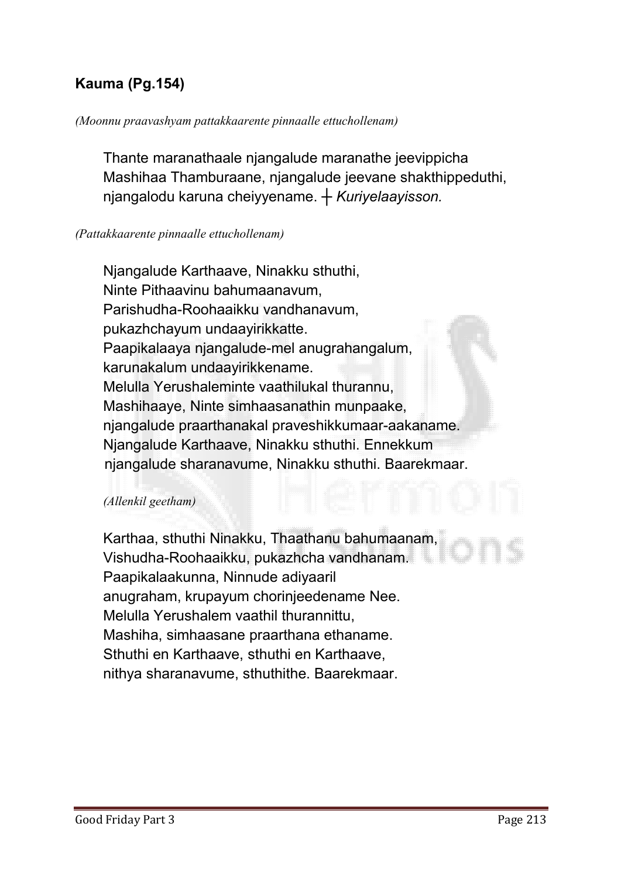**Kauma (Pg.154)**

*(Moonnu praavashyam pattakkaarente pinnaalle ettuchollenam)*

Thante maranathaale njangalude maranathe jeevippicha
Mashihaa Thamburaane, njangalude jeevane shakthippeduthi,
njangalodu karuna cheiyyename. ┼ *Kuriyelaayisson.*

*(Pattakkaarente pinnaalle ettuchollenam)*

Njangalude Karthaave, Ninakku sthuthi,
Ninte Pithaavinu bahumaanavum,
Parishudha-Roohaaikku vandhanavum,
pukazhchayum undaayirikkatte.
Paapikalaaya njangalude-mel anugrahangalum,
karunakalum undaayirikkename.
Melulla Yerushaleminte vaathilukal thurannu,
Mashihaaye, Ninte simhaasanathin munpaake,
njangalude praarthanakal praveshikkumaar-aakaname.
Njangalude Karthaave, Ninakku sthuthi. Ennekkum
njangalude sharanavume, Ninakku sthuthi. Baarekmaar.

*(Allenkil geetham)*

Karthaa, sthuthi Ninakku, Thaathanu bahumaanam,
Vishudha-Roohaaikku, pukazhcha vandhanam.
Paapikalaakunna, Ninnude adiyaaril
anugraham, krupayum chorinjeedename Nee.
Melulla Yerushalem vaathil thurannittu,
Mashiha, simhaasane praarthana ethaname.
Sthuthi en Karthaave, sthuthi en Karthaave,
nithya sharanavume, sthuthithe. Baarekmaar.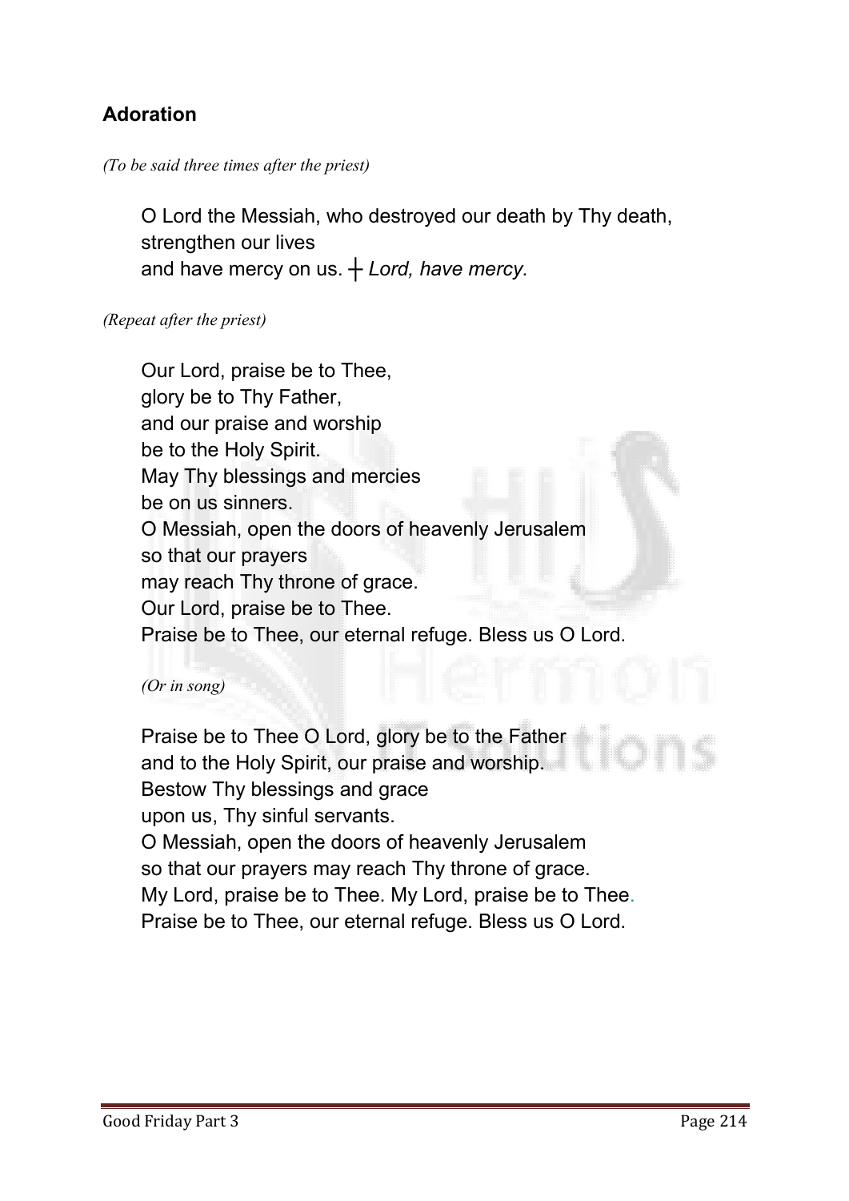## Adoration

*(To be said three times after the priest)*

O Lord the Messiah, who destroyed our death by Thy death,
strengthen our lives
and have mercy on us. ┼ *Lord, have mercy.*

*(Repeat after the priest)*

Our Lord, praise be to Thee,
glory be to Thy Father,
and our praise and worship
be to the Holy Spirit.
May Thy blessings and mercies
be on us sinners.
O Messiah, open the doors of heavenly Jerusalem
so that our prayers
may reach Thy throne of grace.
Our Lord, praise be to Thee.
Praise be to Thee, our eternal refuge. Bless us O Lord.

*(Or in song)*

Praise be to Thee O Lord, glory be to the Father
and to the Holy Spirit, our praise and worship.
Bestow Thy blessings and grace
upon us, Thy sinful servants.
O Messiah, open the doors of heavenly Jerusalem
so that our prayers may reach Thy throne of grace.
My Lord, praise be to Thee. My Lord, praise be to Thee.
Praise be to Thee, our eternal refuge. Bless us O Lord.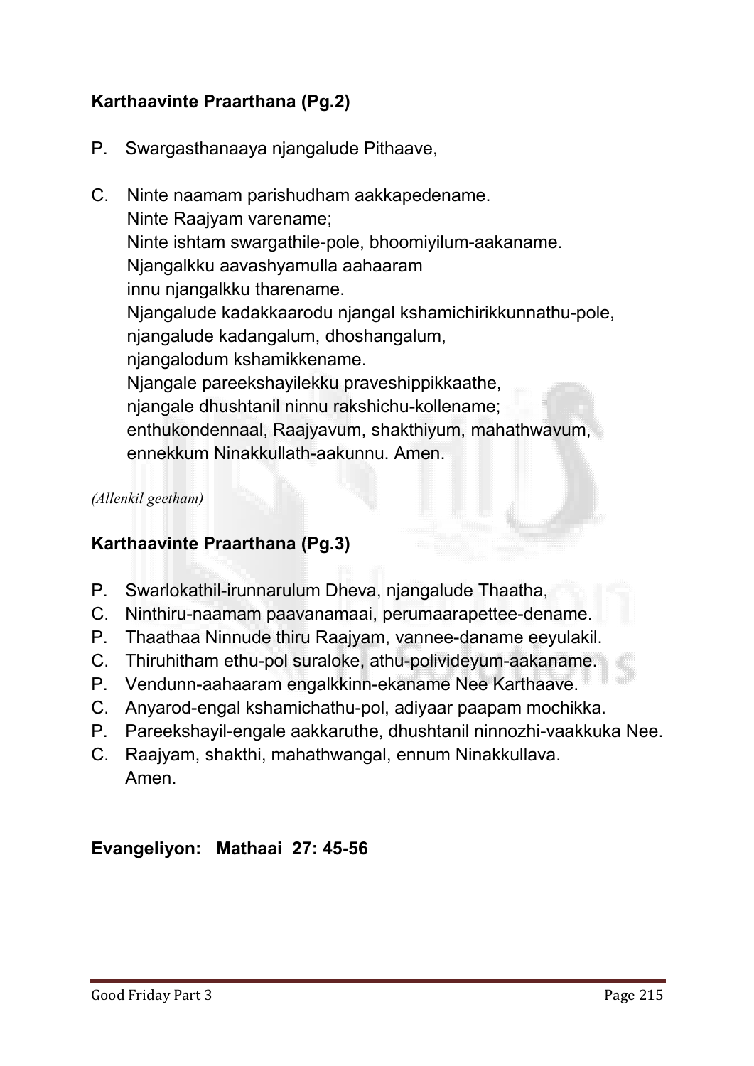**Karthaavinte Praarthana (Pg.2)**

P. Swargasthanaaya njangalude Pithaave,

C. Ninte naamam parishudham aakkapedename.
Ninte Raajyam varename;
Ninte ishtam swargathile-pole, bhoomiyilum-aakaname.
Njangalkku aavashyamulla aahaaram
innu njangalkku tharename.
Njangalude kadakkaarodu njangal kshamichirikkunnathu-pole,
njangalude kadangalum, dhoshangalum,
njangalodum kshamikkename.
Njangale pareekshayilekku praveshippikkaathe,
njangale dhushtanil ninnu rakshichu-kollename;
enthukondennaal, Raajyavum, shakthiyum, mahathwavum,
ennekkum Ninakkullath-aakunnu. Amen.

*(Allenkil geetham)*

**Karthaavinte Praarthana (Pg.3)**

P. Swarlokathil-irunnarulum Dheva, njangalude Thaatha,
C. Ninthiru-naamam paavanamaai, perumaarapettee-dename.
P. Thaathaa Ninnude thiru Raajyam, vannee-daname eeyulakil.
C. Thiruhitham ethu-pol suraloke, athu-polivideyum-aakaname.
P. Vendunn-aahaaram engalkkinn-ekaname Nee Karthaave.
C. Anyarod-engal kshamichathu-pol, adiyaar paapam mochikka.
P. Pareekshayil-engale aakkaruthe, dhushtanil ninnozhi-vaakkuka Nee.
C. Raajyam, shakthi, mahathwangal, ennum Ninakkullava.
Amen.

**Evangeliyon: Mathaai 27: 45-56**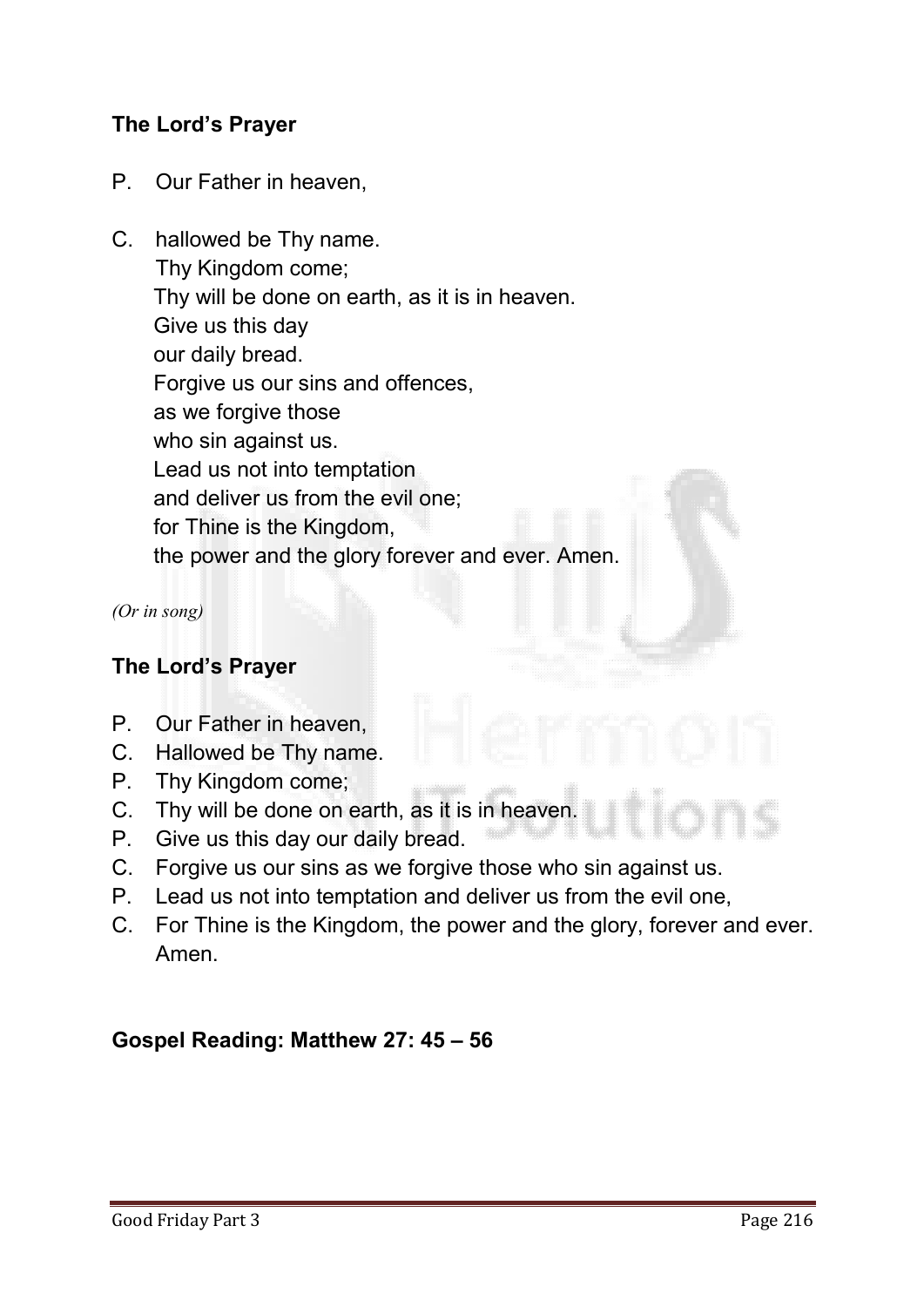**The Lord's Prayer**

P. Our Father in heaven,

C. hallowed be Thy name.
Thy Kingdom come;
Thy will be done on earth, as it is in heaven.
Give us this day
our daily bread.
Forgive us our sins and offences,
as we forgive those
who sin against us.
Lead us not into temptation
and deliver us from the evil one;
for Thine is the Kingdom,
the power and the glory forever and ever. Amen.

*(Or in song)*

**The Lord's Prayer**

P. Our Father in heaven,
C. Hallowed be Thy name.
P. Thy Kingdom come;
C. Thy will be done on earth, as it is in heaven.
P. Give us this day our daily bread.
C. Forgive us our sins as we forgive those who sin against us.
P. Lead us not into temptation and deliver us from the evil one,
C. For Thine is the Kingdom, the power and the glory, forever and ever. Amen.

**Gospel Reading: Matthew 27: 45 – 56**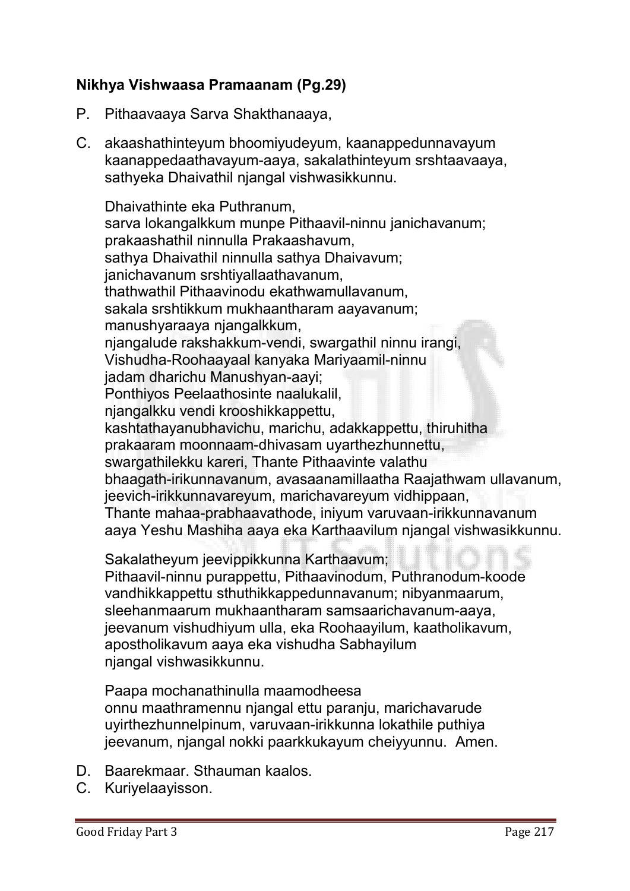**Nikhya Vishwaasa Pramaanam (Pg.29)**

P. Pithaavaaya Sarva Shakthanaaya,

C. akaashathinteyum bhoomiyudeyum, kaanappedunnavayum kaanappedaathavayum-aaya, sakalathinteyum srshtaavaaya, sathyeka Dhaivathil njangal vishwasikkunnu.

Dhaivathinte eka Puthranum,
sarva lokangalkkum munpe Pithaavil-ninnu janichavanum;
prakaashathil ninnulla Prakaashavum,
sathya Dhaivathil ninnulla sathya Dhaivavum;
janichavanum srshtiyallaathavanum,
thathwathil Pithaavinodu ekathwamullavanum,
sakala srshtikkum mukhaantharam aayavanum;
manushyaraaya njangalkkum,
njangalude rakshakkum-vendi, swargathil ninnu irangi,
Vishudha-Roohaayaal kanyaka Mariyaamil-ninnu
jadam dharichu Manushyan-aayi;
Ponthiyos Peelaathosinte naalukalil,
njangalkku vendi krooshikkappettu,
kashtathayanubhavichu, marichu, adakkappettu, thiruhitha prakaaram moonnaam-dhivasam uyarthezhunnettu,
swargathilekku kareri, Thante Pithaavinte valathu bhaagath-irikunnavanum, avasaanamillaatha Raajathwam ullavanum,
jeevich-irikkunnavareyum, marichavareyum vidhippaan,
Thante mahaa-prabhaavathode, iniyum varuvaan-irikkunnavanum aaya Yeshu Mashiha aaya eka Karthaavilum njangal vishwasikkunnu.

Sakalatheyum jeevippikkunna Karthaavum;
Pithaavil-ninnu purappettu, Pithaavinodum, Puthranodum-koode vandhikkappettu sthuthikkappedunnavanum; nibyanmaarum, sleehanmaarum mukhaantharam samsaarichavanum-aaya, jeevanum vishudhiyum ulla, eka Roohaayilum, kaatholikavum, apostholikavum aaya eka vishudha Sabhayilum
njangal vishwasikkunnu.

Paapa mochanathinulla maamodheesa
onnu maathramennu njangal ettu paranju, marichavarude uyirthezhunnelpinum, varuvaan-irikkunna lokathile puthiya jeevanum, njangal nokki paarkkukayum cheiyyunnu. Amen.

D. Baarekmaar. Sthauman kaalos.

C. Kuriyelaayisson.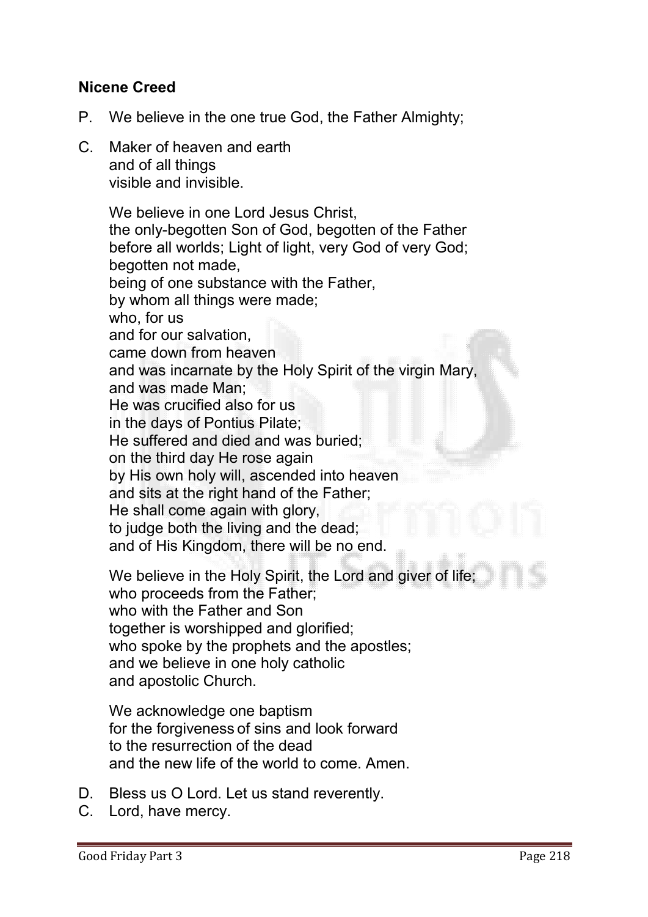**Nicene Creed**

P. We believe in the one true God, the Father Almighty;

C. Maker of heaven and earth
and of all things
visible and invisible.

We believe in one Lord Jesus Christ,
the only-begotten Son of God, begotten of the Father
before all worlds; Light of light, very God of very God;
begotten not made,
being of one substance with the Father,
by whom all things were made;
who, for us
and for our salvation,
came down from heaven
and was incarnate by the Holy Spirit of the virgin Mary,
and was made Man;
He was crucified also for us
in the days of Pontius Pilate;
He suffered and died and was buried;
on the third day He rose again
by His own holy will, ascended into heaven
and sits at the right hand of the Father;
He shall come again with glory,
to judge both the living and the dead;
and of His Kingdom, there will be no end.

We believe in the Holy Spirit, the Lord and giver of life;
who proceeds from the Father;
who with the Father and Son
together is worshipped and glorified;
who spoke by the prophets and the apostles;
and we believe in one holy catholic
and apostolic Church.

We acknowledge one baptism
for the forgiveness of sins and look forward
to the resurrection of the dead
and the new life of the world to come. Amen.

D. Bless us O Lord. Let us stand reverently.

C. Lord, have mercy.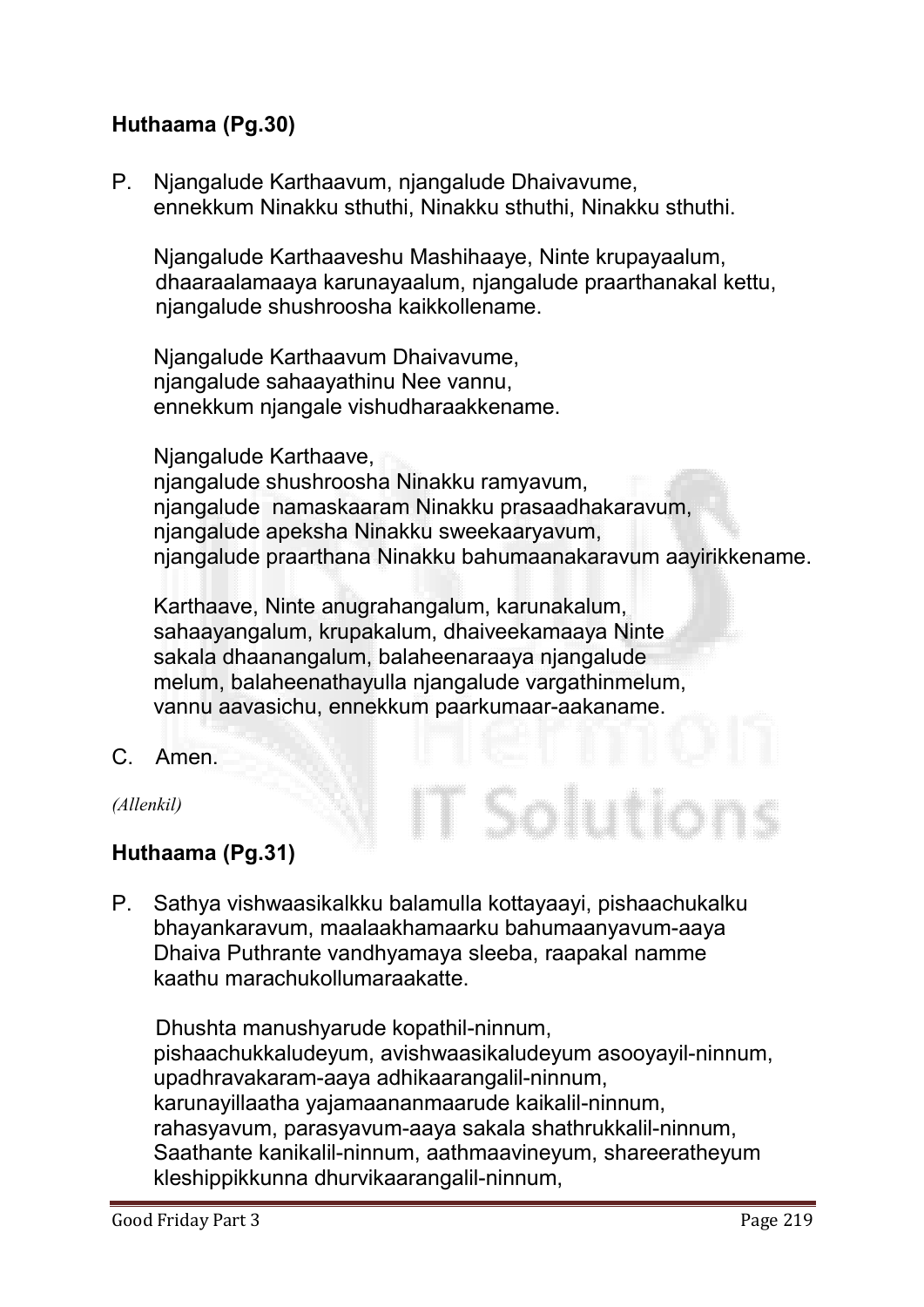## **Huthaama (Pg.30)**

P. Njangalude Karthaavum, njangalude Dhaivavume, ennekkum Ninakku sthuthi, Ninakku sthuthi, Ninakku sthuthi.

Njangalude Karthaaveshu Mashihaaye, Ninte krupayaalum, dhaaraalamaaya karunayaalum, njangalude praarthanakal kettu, njangalude shushroosha kaikkollename.

Njangalude Karthaavum Dhaivavume, njangalude sahaayathinu Nee vannu, ennekkum njangale vishudharaakkename.

Njangalude Karthaave,
njangalude shushroosha Ninakku ramyavum,
njangalude namaskaaram Ninakku prasaadhakaravum,
njangalude apeksha Ninakku sweekaaryavum,
njangalude praarthana Ninakku bahumaanakaravum aayirikkename.

Karthaave, Ninte anugrahangalum, karunakalum, sahaayangalum, krupakalum, dhaiveekamaaya Ninte sakala dhaanangalum, balaheenaraaya njangalude melum, balaheenathayulla njangalude vargathinmelum, vannu aavasichu, ennekkum paarkumaar-aakaname.

C. Amen.

*(Allenkil)*

## **Huthaama (Pg.31)**

P. Sathya vishwaasikalkku balamulla kottayaayi, pishaachukalku bhayankaravum, maalaakhamaarku bahumaanyavum-aaya Dhaiva Puthrante vandhyamaya sleeba, raapakal namme kaathu marachukollumaraakatte.

Dhushta manushyarude kopathil-ninnum,
pishaachukkaludeyum, avishwaasikaludeyum asooyayil-ninnum,
upadhravakaram-aaya adhikaarangalil-ninnum,
karunayillaatha yajamaananmaarude kaikalil-ninnum,
rahasyavum, parasyavum-aaya sakala shathrukkalil-ninnum,
Saathante kanikalil-ninnum, aathmaavineyum, shareeratheyum kleshippikkunna dhurvikaarangalil-ninnum,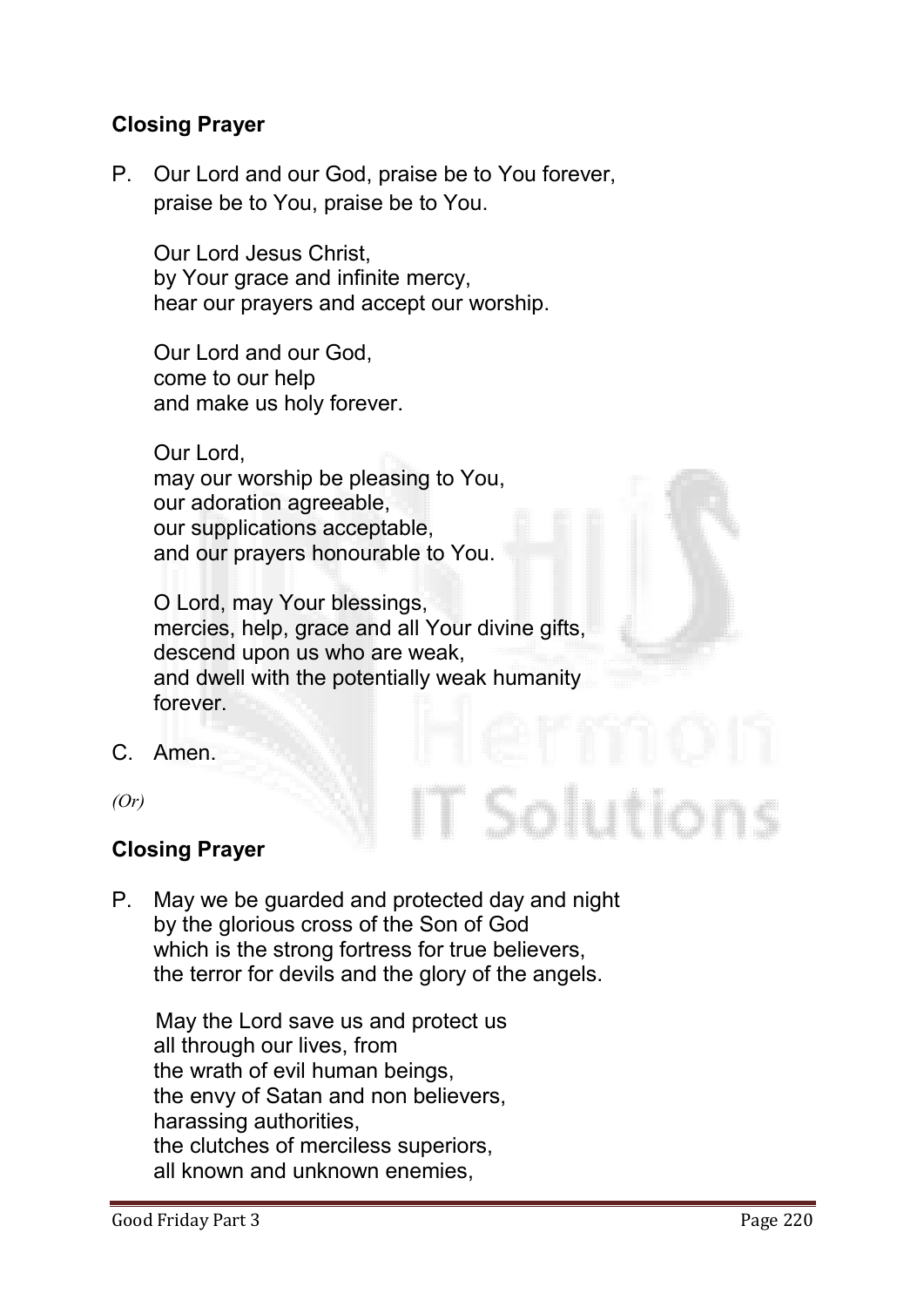## Closing Prayer

P. Our Lord and our God, praise be to You forever,
praise be to You, praise be to You.

Our Lord Jesus Christ,
by Your grace and infinite mercy,
hear our prayers and accept our worship.

Our Lord and our God,
come to our help
and make us holy forever.

Our Lord,
may our worship be pleasing to You,
our adoration agreeable,
our supplications acceptable,
and our prayers honourable to You.

O Lord, may Your blessings,
mercies, help, grace and all Your divine gifts,
descend upon us who are weak,
and dwell with the potentially weak humanity
forever.

C. Amen.

*(Or)*

## Closing Prayer

P. May we be guarded and protected day and night
by the glorious cross of the Son of God
which is the strong fortress for true believers,
the terror for devils and the glory of the angels.

May the Lord save us and protect us
all through our lives, from
the wrath of evil human beings,
the envy of Satan and non believers,
harassing authorities,
the clutches of merciless superiors,
all known and unknown enemies,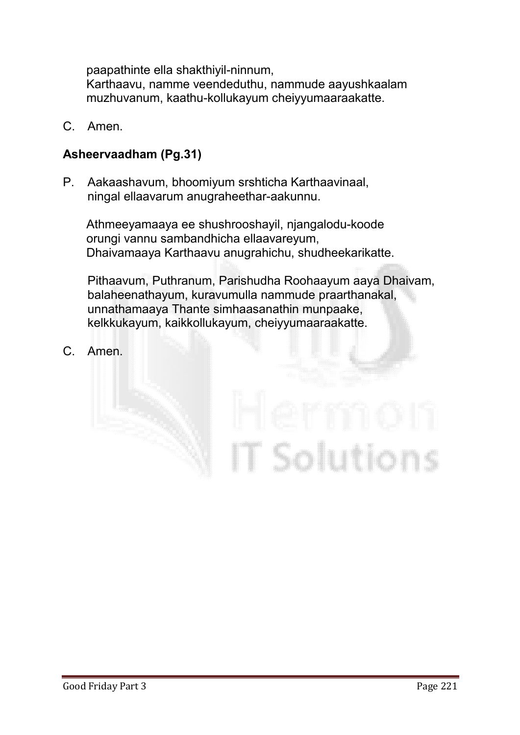paapathinte ella shakthiyil-ninnum,
Karthaavu, namme veendeduthu, nammude aayushkaalam muzhuvanum, kaathu-kollukayum cheiyyumaaraakatte.

C. Amen.

**Asheervaadham (Pg.31)**

P. Aakaashavum, bhoomiyum srshticha Karthaavinaal,
ningal ellaavarum anugraheethar-aakunnu.

Athmeeyamaaya ee shushrooshayil, njangalodu-koode
orungi vannu sambandhicha ellaavareyum,
Dhaivamaaya Karthaavu anugrahichu, shudheekarikatte.

Pithaavum, Puthranum, Parishudha Roohaayum aaya Dhaivam,
balaheenathayum, kuravumulla nammude praarthanakal,
unnathamaaya Thante simhaasanathin munpaake,
kelkkukayum, kaikkollukayum, cheiyyumaaraakatte.

C. Amen.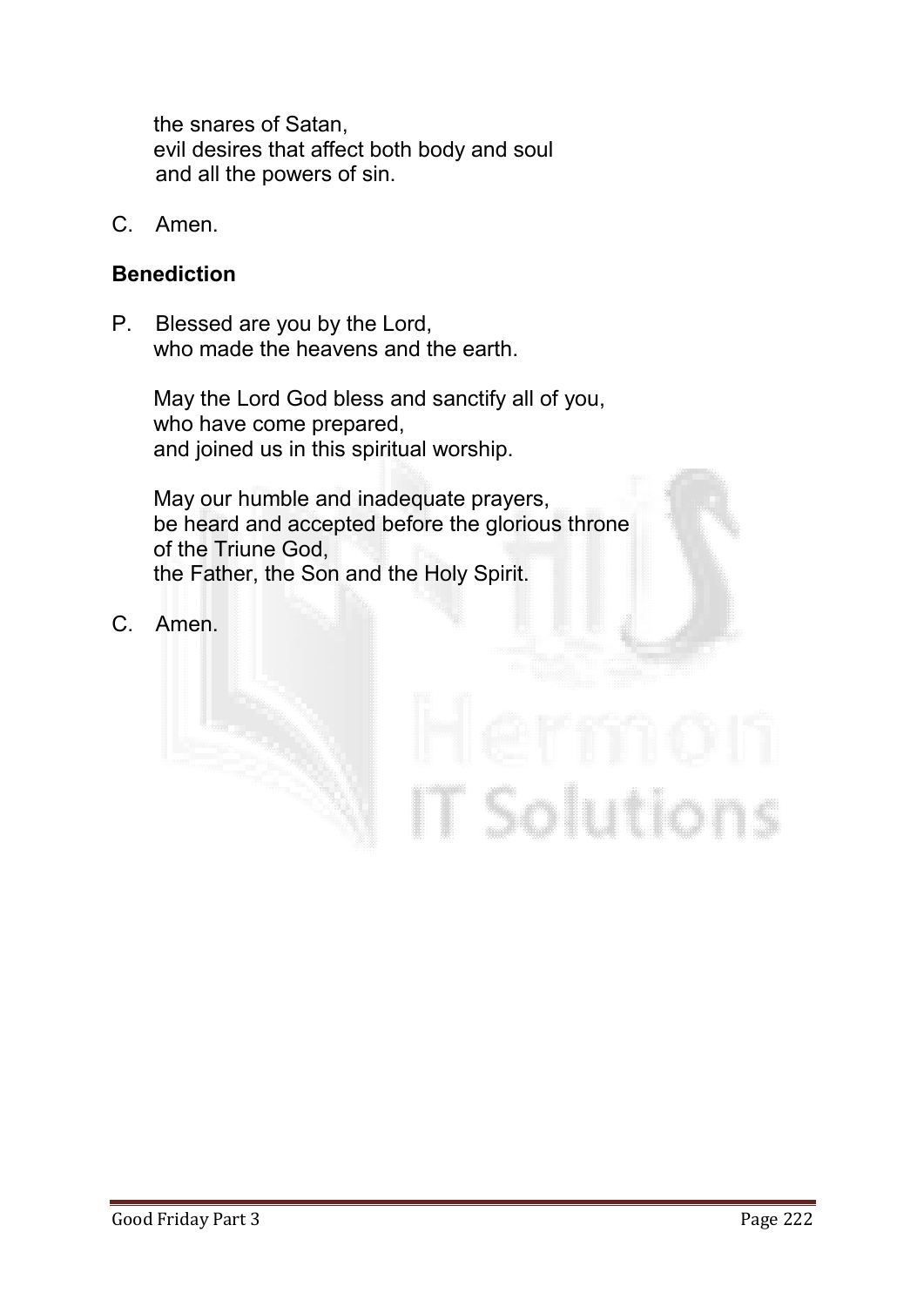the snares of Satan,
evil desires that affect both body and soul
and all the powers of sin.

C. Amen.

**Benediction**

P. Blessed are you by the Lord,
who made the heavens and the earth.

May the Lord God bless and sanctify all of you,
who have come prepared,
and joined us in this spiritual worship.

May our humble and inadequate prayers,
be heard and accepted before the glorious throne
of the Triune God,
the Father, the Son and the Holy Spirit.

C. Amen.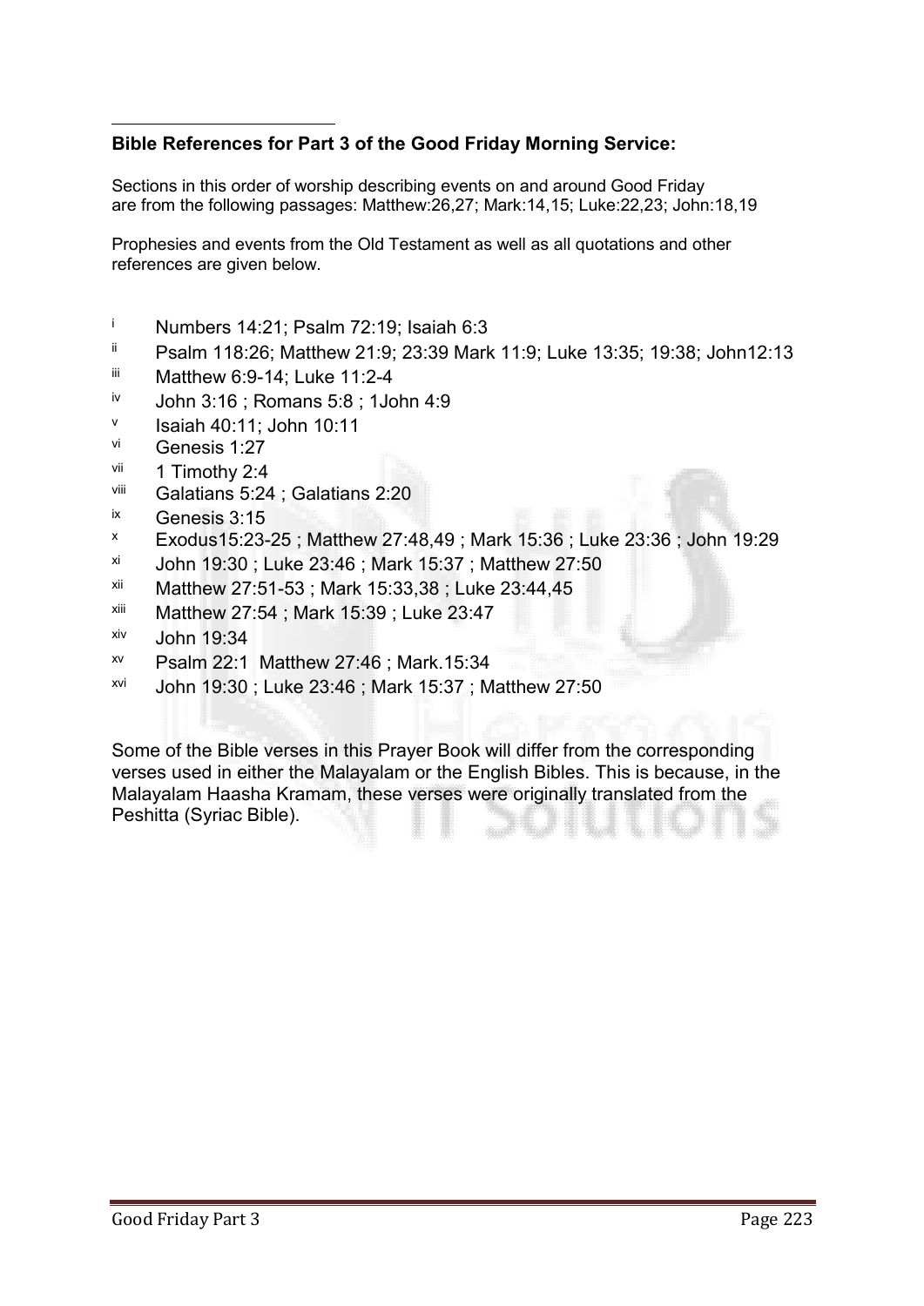**Bible References for Part 3 of the Good Friday Morning Service:**

Sections in this order of worship describing events on and around Good Friday are from the following passages: Matthew:26,27; Mark:14,15; Luke:22,23; John:18,19

Prophesies and events from the Old Testament as well as all quotations and other references are given below.

- [i] Numbers 14:21; Psalm 72:19; Isaiah 6:3
- [ii] Psalm 118:26; Matthew 21:9; 23:39 Mark 11:9; Luke 13:35; 19:38; John12:13
- [iii] Matthew 6:9-14; Luke 11:2-4
- [iv] John 3:16 ; Romans 5:8 ; 1John 4:9
- [v] Isaiah 40:11; John 10:11
- [vi] Genesis 1:27
- [vii] 1 Timothy 2:4
- [viii] Galatians 5:24 ; Galatians 2:20
- [ix] Genesis 3:15
- [x] Exodus15:23-25 ; Matthew 27:48,49 ; Mark 15:36 ; Luke 23:36 ; John 19:29
- [xi] John 19:30 ; Luke 23:46 ; Mark 15:37 ; Matthew 27:50
- [xii] Matthew 27:51-53 ; Mark 15:33,38 ; Luke 23:44,45
- [xiii] Matthew 27:54 ; Mark 15:39 ; Luke 23:47
- [xiv] John 19:34
- [xv] Psalm 22:1 Matthew 27:46 ; Mark.15:34
- [xvi] John 19:30 ; Luke 23:46 ; Mark 15:37 ; Matthew 27:50

Some of the Bible verses in this Prayer Book will differ from the corresponding verses used in either the Malayalam or the English Bibles. This is because, in the Malayalam Haasha Kramam, these verses were originally translated from the Peshitta (Syriac Bible).